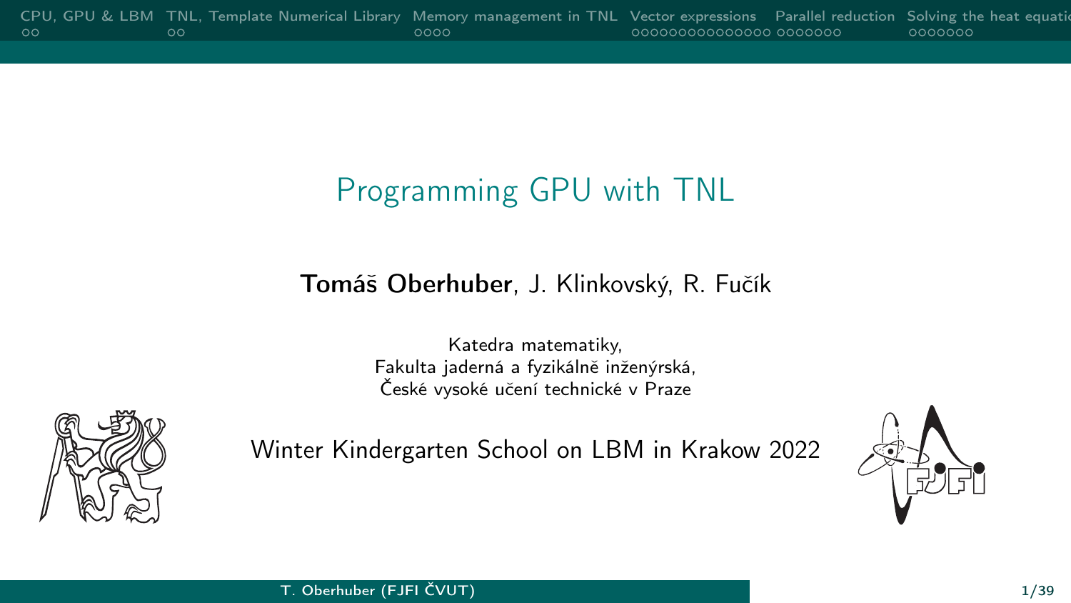# Programming GPU with TNL

**Tomáš Oberhuber**, J. Klinkovský, R. Fučík

Katedra matematiky,
Fakulta jaderná a fyzikálně inženýrská,
České vysoké učení technické v Praze

Winter Kindergarten School on LBM in Krakow 2022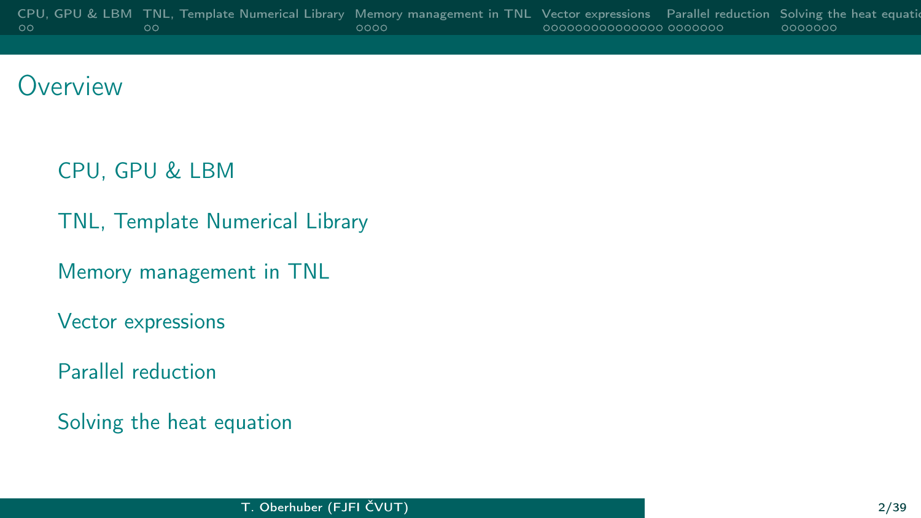# Overview

- CPU, GPU & LBM
- TNL, Template Numerical Library
- Memory management in TNL
- Vector expressions
- Parallel reduction
- Solving the heat equation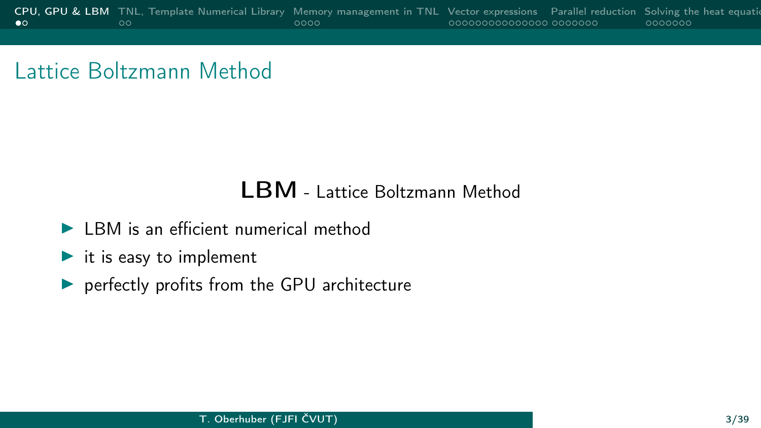# Lattice Boltzmann Method

**LBM** - Lattice Boltzmann Method

- LBM is an efficient numerical method
- it is easy to implement
- perfectly profits from the GPU architecture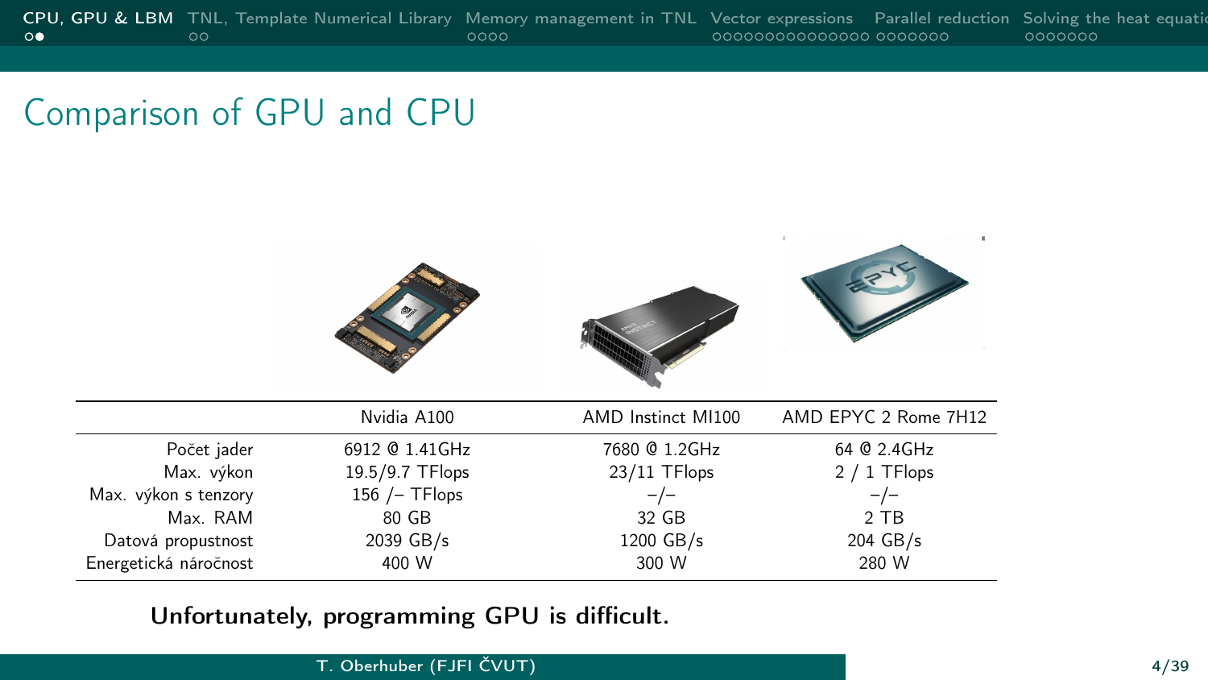## Comparison of GPU and CPU

| | Nvidia A100 | AMD Instinct MI100 | AMD EPYC 2 Rome 7H12 |
|---|---|---|---|
| Počet jader | 6912 @ 1.41GHz | 7680 @ 1.2GHz | 64 @ 2.4GHz |
| Max. výkon | 19.5/9.7 TFlops | 23/11 TFlops | 2 / 1 TFlops |
| Max. výkon s tenzory | 156 /– TFlops | –/– | –/– |
| Max. RAM | 80 GB | 32 GB | 2 TB |
| Datová propustnost | 2039 GB/s | 1200 GB/s | 204 GB/s |
| Energetická náročnost | 400 W | 300 W | 280 W |

**Unfortunately, programming GPU is difficult.**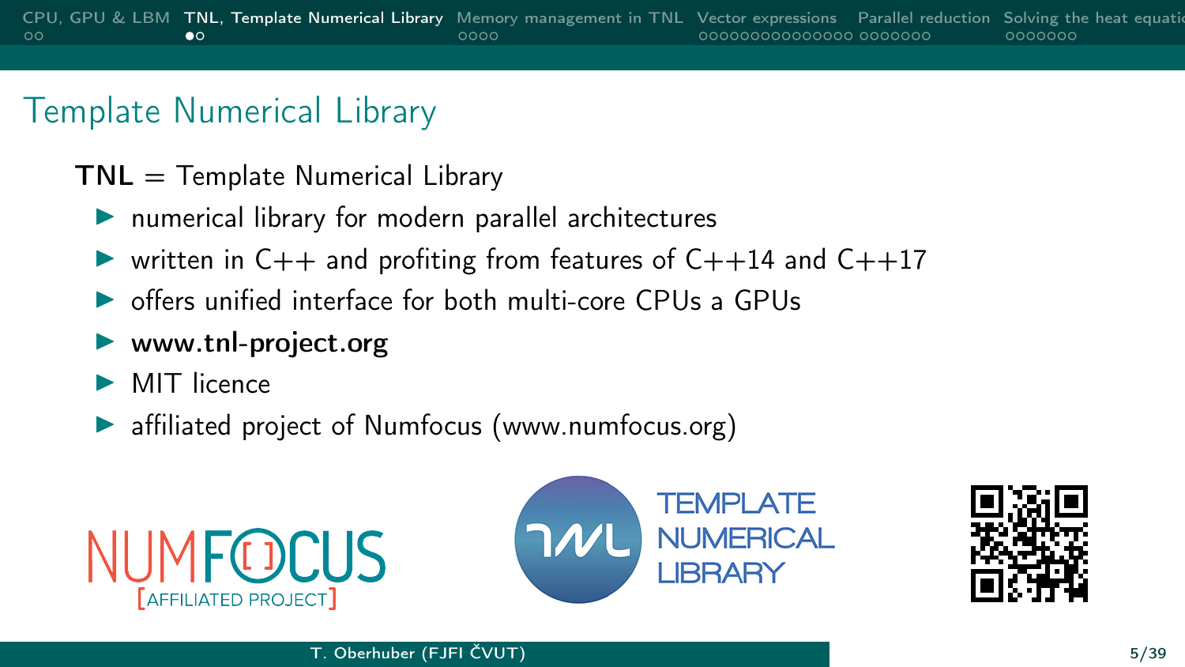# Template Numerical Library

**TNL** = Template Numerical Library

- numerical library for modern parallel architectures
- written in C++ and profiting from features of C++14 and C++17
- offers unified interface for both multi-core CPUs a GPUs
- **www.tnl-project.org**
- MIT licence
- affiliated project of Numfocus (www.numfocus.org)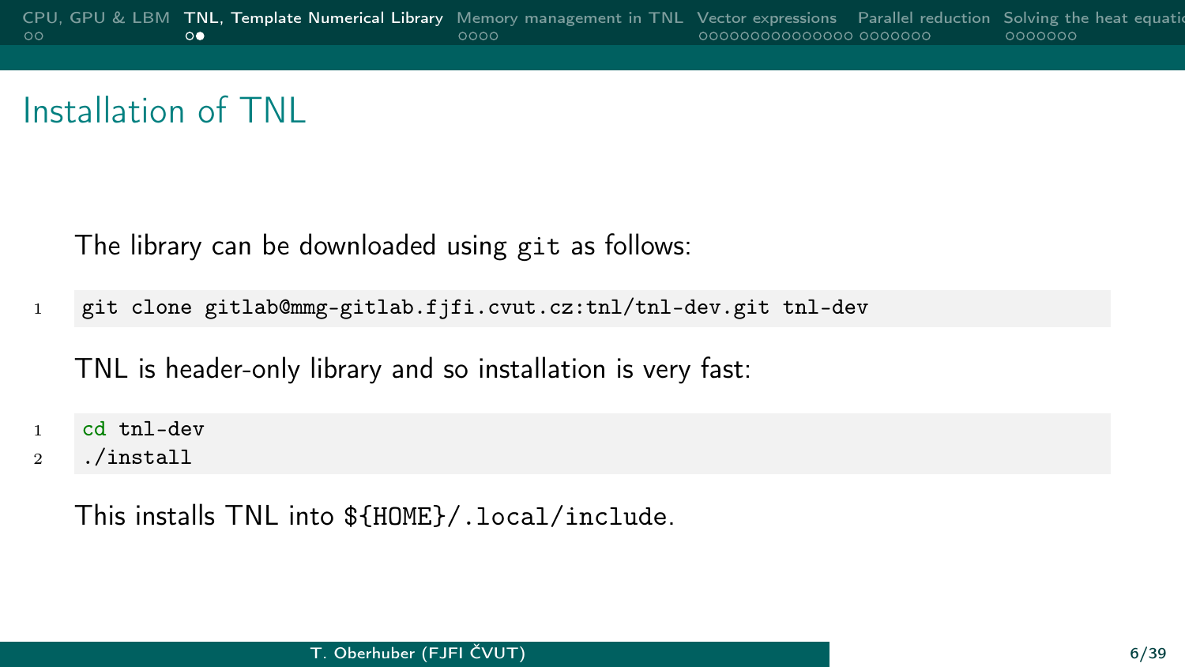# Installation of TNL

The library can be downloaded using git as follows:

```
git clone gitlab@mmg-gitlab.fjfi.cvut.cz:tnl/tnl-dev.git tnl-dev
```

TNL is header-only library and so installation is very fast:

```
cd tnl-dev
./install
```

This installs TNL into `${HOME}/.local/include`.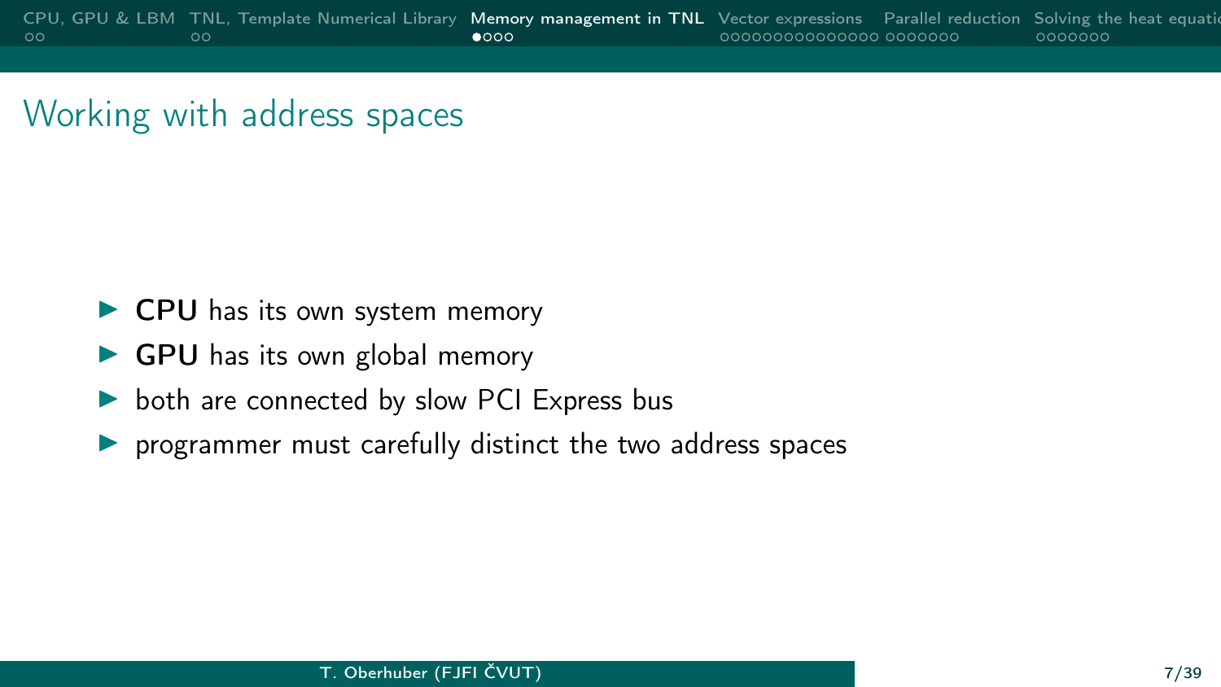## Working with address spaces

- **CPU** has its own system memory
- **GPU** has its own global memory
- both are connected by slow PCI Express bus
- programmer must carefully distinct the two address spaces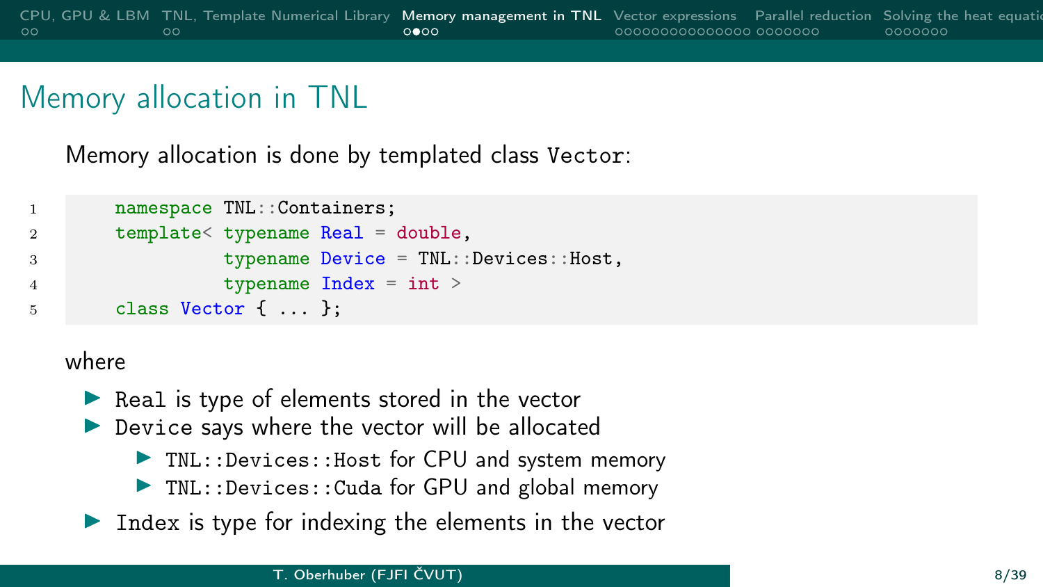## Memory allocation in TNL

Memory allocation is done by templated class `Vector`:

```
namespace TNL::Containers;
template< typename Real = double,
          typename Device = TNL::Devices::Host,
          typename Index = int >
class Vector { ... };
```

where

- `Real` is type of elements stored in the vector
- `Device` says where the vector will be allocated
  - `TNL::Devices::Host` for CPU and system memory
  - `TNL::Devices::Cuda` for GPU and global memory
- `Index` is type for indexing the elements in the vector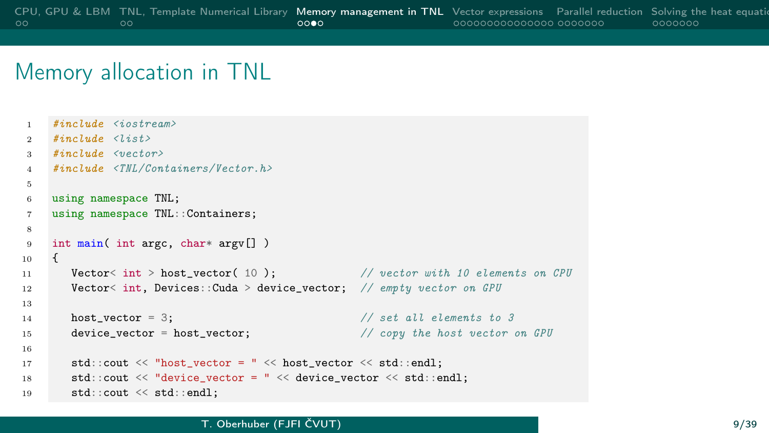# Memory allocation in TNL

```cpp
#include <iostream>
#include <list>
#include <vector>
#include <TNL/Containers/Vector.h>

using namespace TNL;
using namespace TNL::Containers;

int main( int argc, char* argv[] )
{
   Vector< int > host_vector( 10 );              // vector with 10 elements on CPU
   Vector< int, Devices::Cuda > device_vector;  // empty vector on GPU

   host_vector = 3;                              // set all elements to 3
   device_vector = host_vector;                  // copy the host vector on GPU

   std::cout << "host_vector = " << host_vector << std::endl;
   std::cout << "device_vector = " << device_vector << std::endl;
   std::cout << std::endl;
```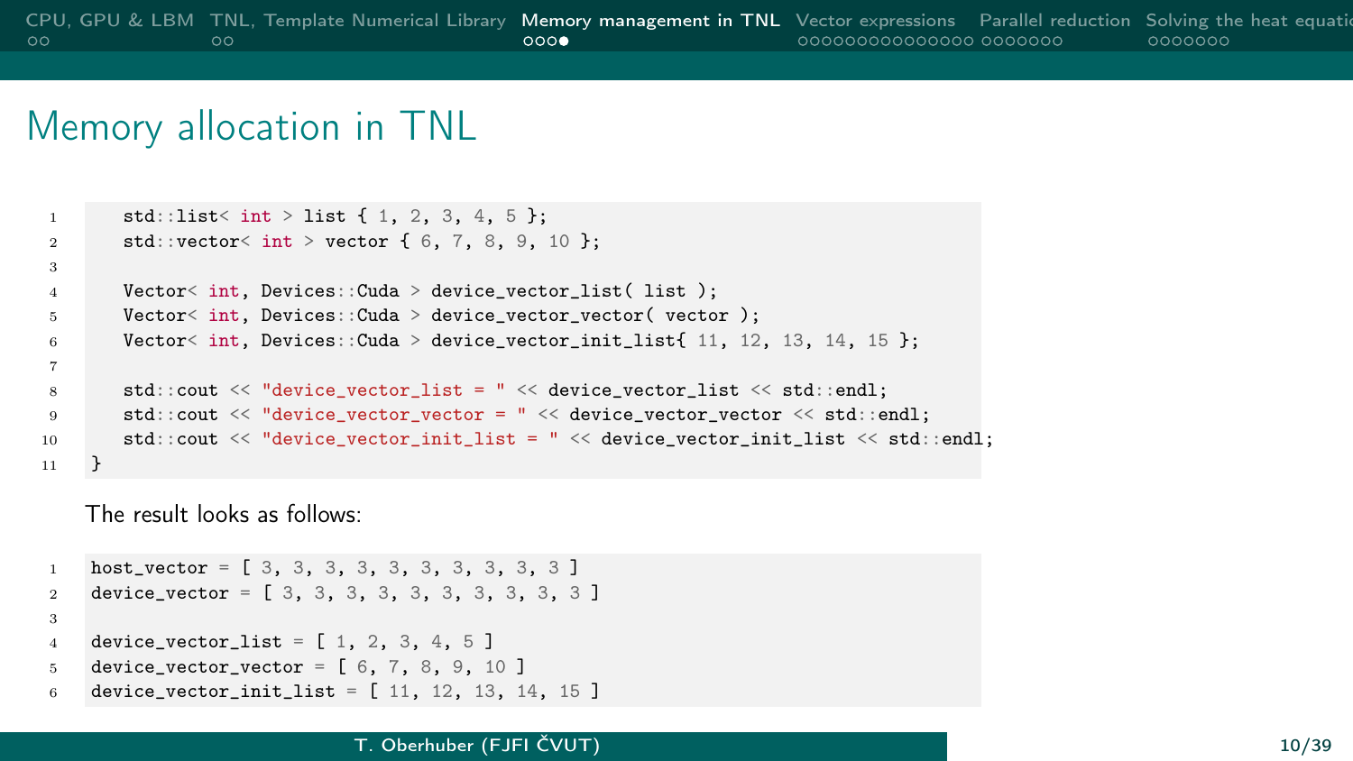# Memory allocation in TNL

```
   std::list< int > list { 1, 2, 3, 4, 5 };
   std::vector< int > vector { 6, 7, 8, 9, 10 };

   Vector< int, Devices::Cuda > device_vector_list( list );
   Vector< int, Devices::Cuda > device_vector_vector( vector );
   Vector< int, Devices::Cuda > device_vector_init_list{ 11, 12, 13, 14, 15 };

   std::cout << "device_vector_list = " << device_vector_list << std::endl;
   std::cout << "device_vector_vector = " << device_vector_vector << std::endl;
   std::cout << "device_vector_init_list = " << device_vector_init_list << std::endl;
}
```

The result looks as follows:

```
host_vector = [ 3, 3, 3, 3, 3, 3, 3, 3, 3, 3 ]
device_vector = [ 3, 3, 3, 3, 3, 3, 3, 3, 3, 3 ]

device_vector_list = [ 1, 2, 3, 4, 5 ]
device_vector_vector = [ 6, 7, 8, 9, 10 ]
device_vector_init_list = [ 11, 12, 13, 14, 15 ]
```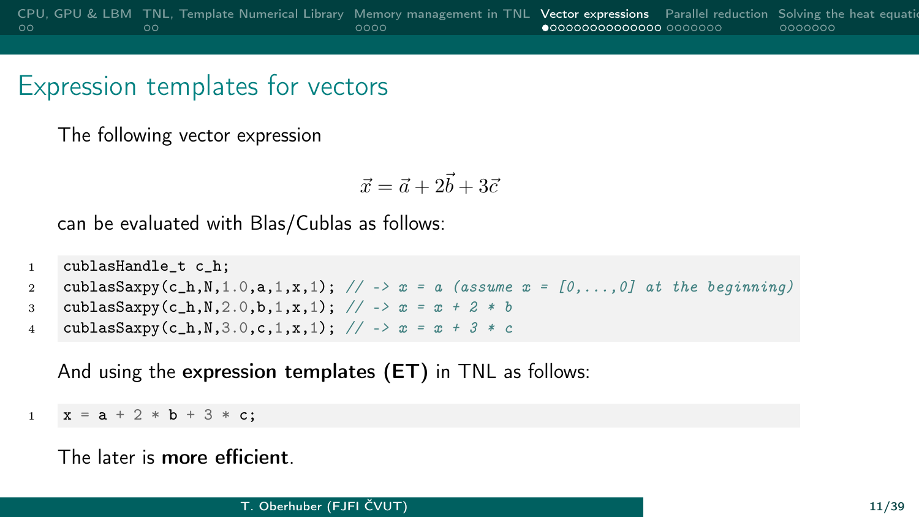# Expression templates for vectors

The following vector expression

$$\vec{x} = \vec{a} + 2\vec{b} + 3\vec{c}$$

can be evaluated with Blas/Cublas as follows:

```
cublasHandle_t c_h;
cublasSaxpy(c_h,N,1.0,a,1,x,1); // -> x = a (assume x = [0,...,0] at the beginning)
cublasSaxpy(c_h,N,2.0,b,1,x,1); // -> x = x + 2 * b
cublasSaxpy(c_h,N,3.0,c,1,x,1); // -> x = x + 3 * c
```

And using the **expression templates (ET)** in TNL as follows:

```
x = a + 2 * b + 3 * c;
```

The later is **more efficient**.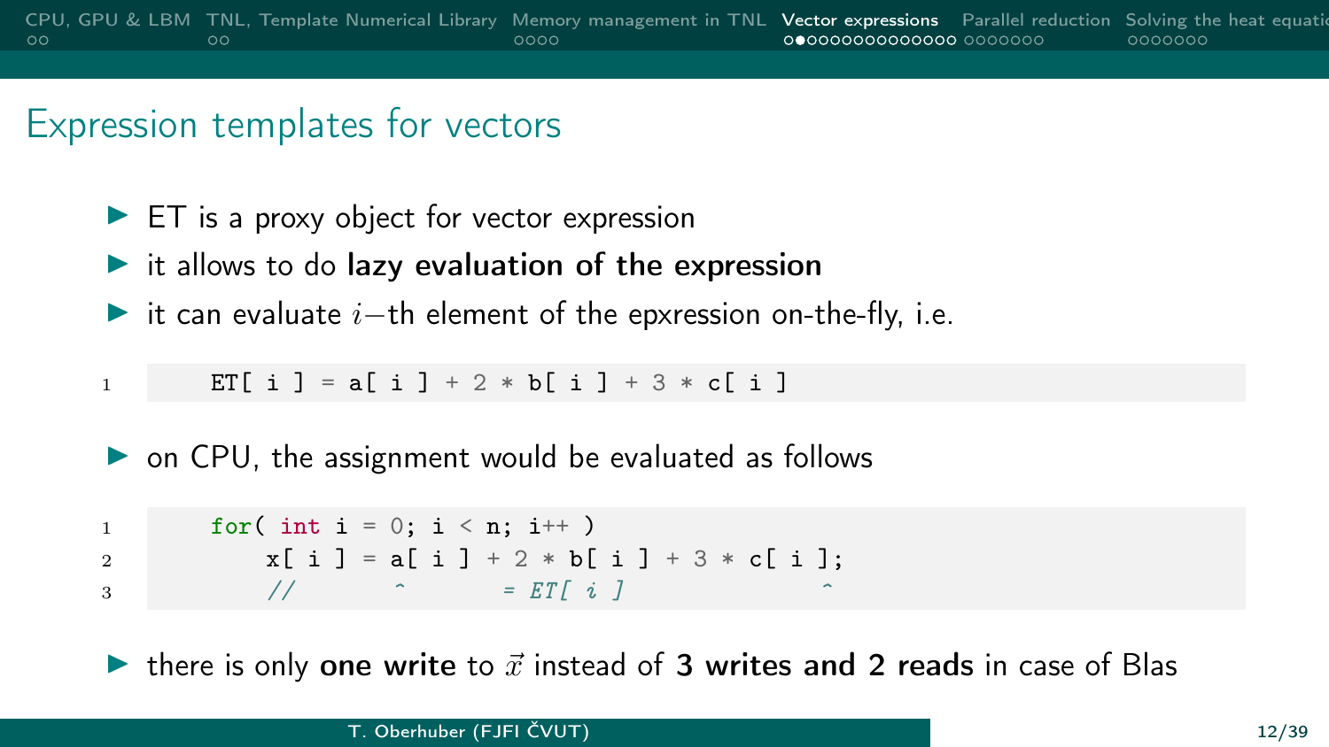# Expression templates for vectors

- ET is a proxy object for vector expression
- it allows to do **lazy evaluation of the expression**
- it can evaluate $i-$th element of the epxression on-the-fly, i.e.

```
ET[ i ] = a[ i ] + 2 * b[ i ] + 3 * c[ i ]
```

- on CPU, the assignment would be evaluated as follows

```
for( int i = 0; i < n; i++ )
    x[ i ] = a[ i ] + 2 * b[ i ] + 3 * c[ i ];
    //       ^       = ET[ i ]              ^
```

- there is only **one write** to $\vec{x}$ instead of **3 writes and 2 reads** in case of Blas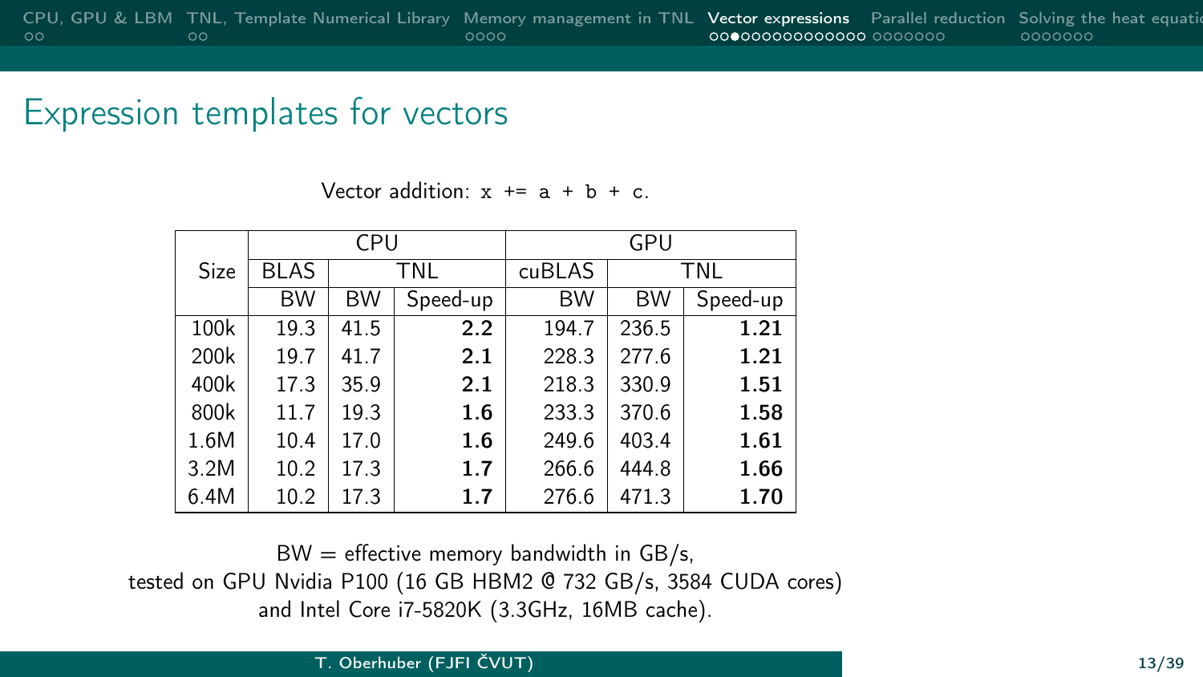# Expression templates for vectors

Vector addition: `x += a + b + c`.

| Size | CPU | | | GPU | | |
|---|---|---|---|---|---|---|
| | BLAS | TNL | | cuBLAS | TNL | |
| | BW | BW | Speed-up | BW | BW | Speed-up |
| 100k | 19.3 | 41.5 | **2.2** | 194.7 | 236.5 | **1.21** |
| 200k | 19.7 | 41.7 | **2.1** | 228.3 | 277.6 | **1.21** |
| 400k | 17.3 | 35.9 | **2.1** | 218.3 | 330.9 | **1.51** |
| 800k | 11.7 | 19.3 | **1.6** | 233.3 | 370.6 | **1.58** |
| 1.6M | 10.4 | 17.0 | **1.6** | 249.6 | 403.4 | **1.61** |
| 3.2M | 10.2 | 17.3 | **1.7** | 266.6 | 444.8 | **1.66** |
| 6.4M | 10.2 | 17.3 | **1.7** | 276.6 | 471.3 | **1.70** |

BW = effective memory bandwidth in GB/s,
tested on GPU Nvidia P100 (16 GB HBM2 @ 732 GB/s, 3584 CUDA cores)
and Intel Core i7-5820K (3.3GHz, 16MB cache).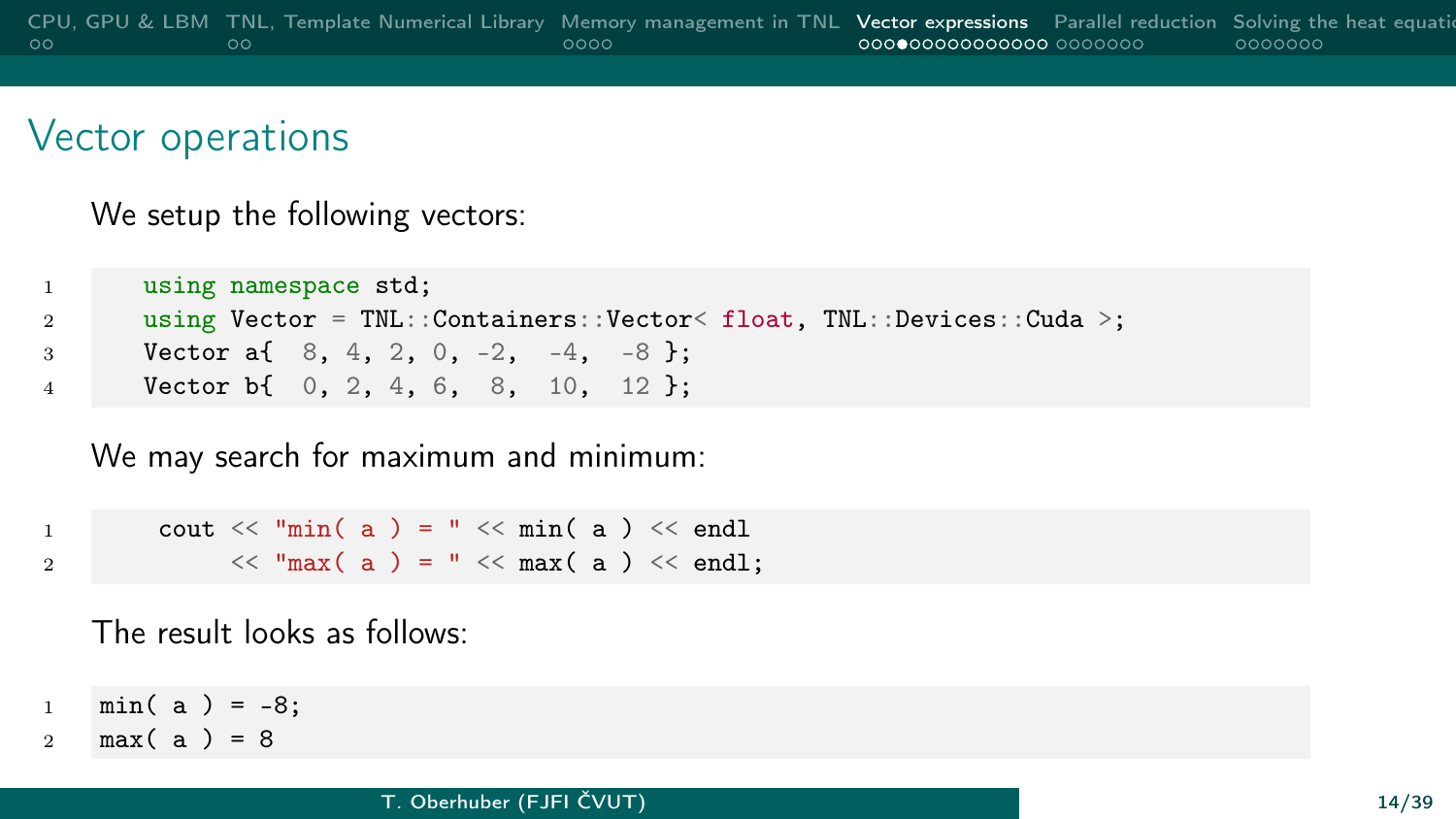# Vector operations

We setup the following vectors:

```
using namespace std;
using Vector = TNL::Containers::Vector< float, TNL::Devices::Cuda >;
Vector a{  8, 4, 2, 0, -2,  -4,  -8 };
Vector b{  0, 2, 4, 6,  8,  10,  12 };
```

We may search for maximum and minimum:

```
cout << "min( a ) = " << min( a ) << endl
     << "max( a ) = " << max( a ) << endl;
```

The result looks as follows:

```
min( a ) = -8;
max( a ) = 8
```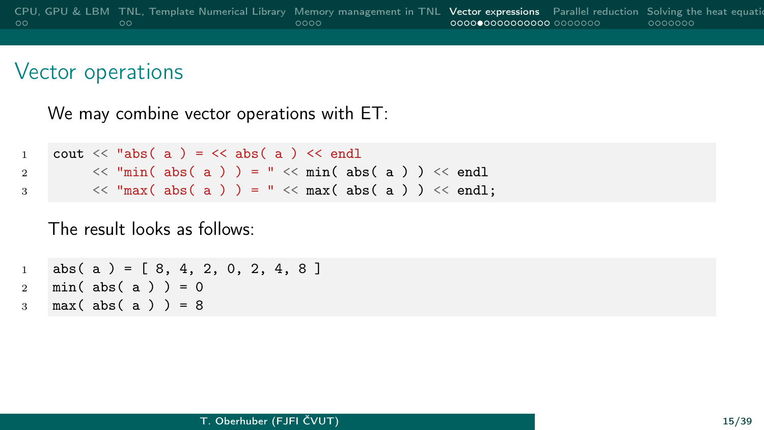## Vector operations

We may combine vector operations with ET:

```
cout << "abs( a ) = << abs( a ) << endl
     << "min( abs( a ) ) = " << min( abs( a ) ) << endl
     << "max( abs( a ) ) = " << max( abs( a ) ) << endl;
```

The result looks as follows:

```
abs( a ) = [ 8, 4, 2, 0, 2, 4, 8 ]
min( abs( a ) ) = 0
max( abs( a ) ) = 8
```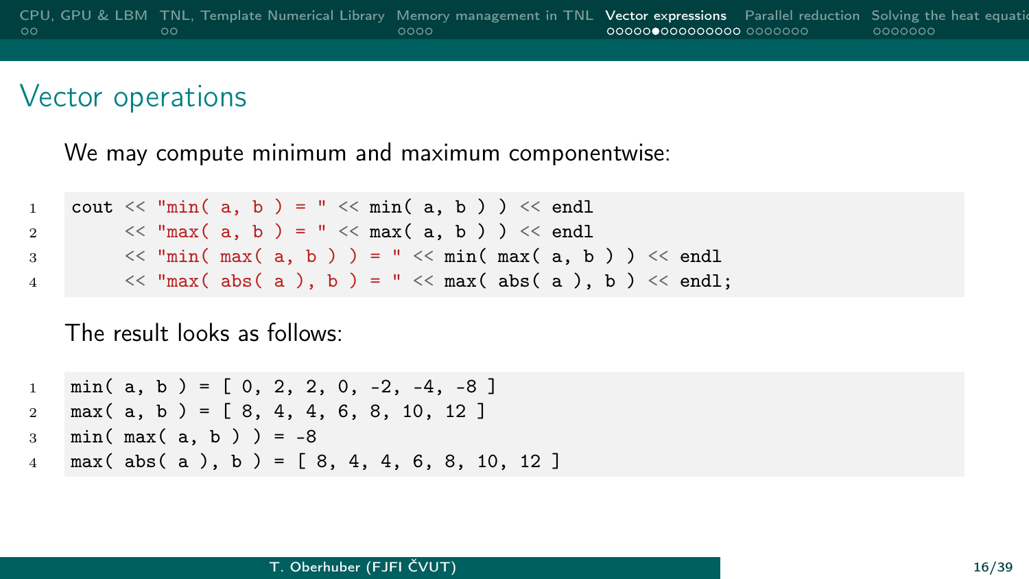## Vector operations

We may compute minimum and maximum componentwise:

```
cout << "min( a, b ) = " << min( a, b ) ) << endl
     << "max( a, b ) = " << max( a, b ) ) << endl
     << "min( max( a, b ) ) = " << min( max( a, b ) ) << endl
     << "max( abs( a ), b ) = " << max( abs( a ), b ) << endl;
```

The result looks as follows:

```
min( a, b ) = [ 0, 2, 2, 0, -2, -4, -8 ]
max( a, b ) = [ 8, 4, 4, 6, 8, 10, 12 ]
min( max( a, b ) ) = -8
max( abs( a ), b ) = [ 8, 4, 4, 6, 8, 10, 12 ]
```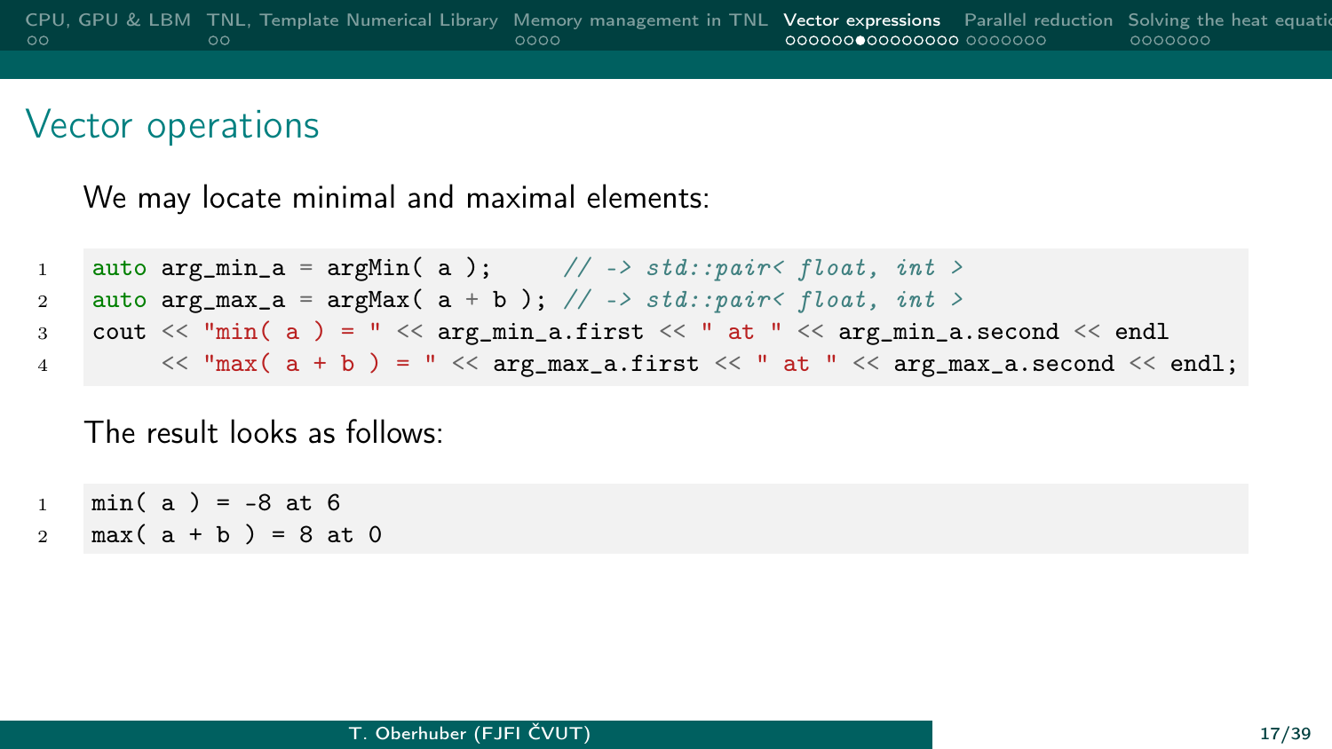## Vector operations

We may locate minimal and maximal elements:

```
auto arg_min_a = argMin( a );     // -> std::pair< float, int >
auto arg_max_a = argMax( a + b ); // -> std::pair< float, int >
cout << "min( a ) = " << arg_min_a.first << " at " << arg_min_a.second << endl
     << "max( a + b ) = " << arg_max_a.first << " at " << arg_max_a.second << endl;
```

The result looks as follows:

```
min( a ) = -8 at 6
max( a + b ) = 8 at 0
```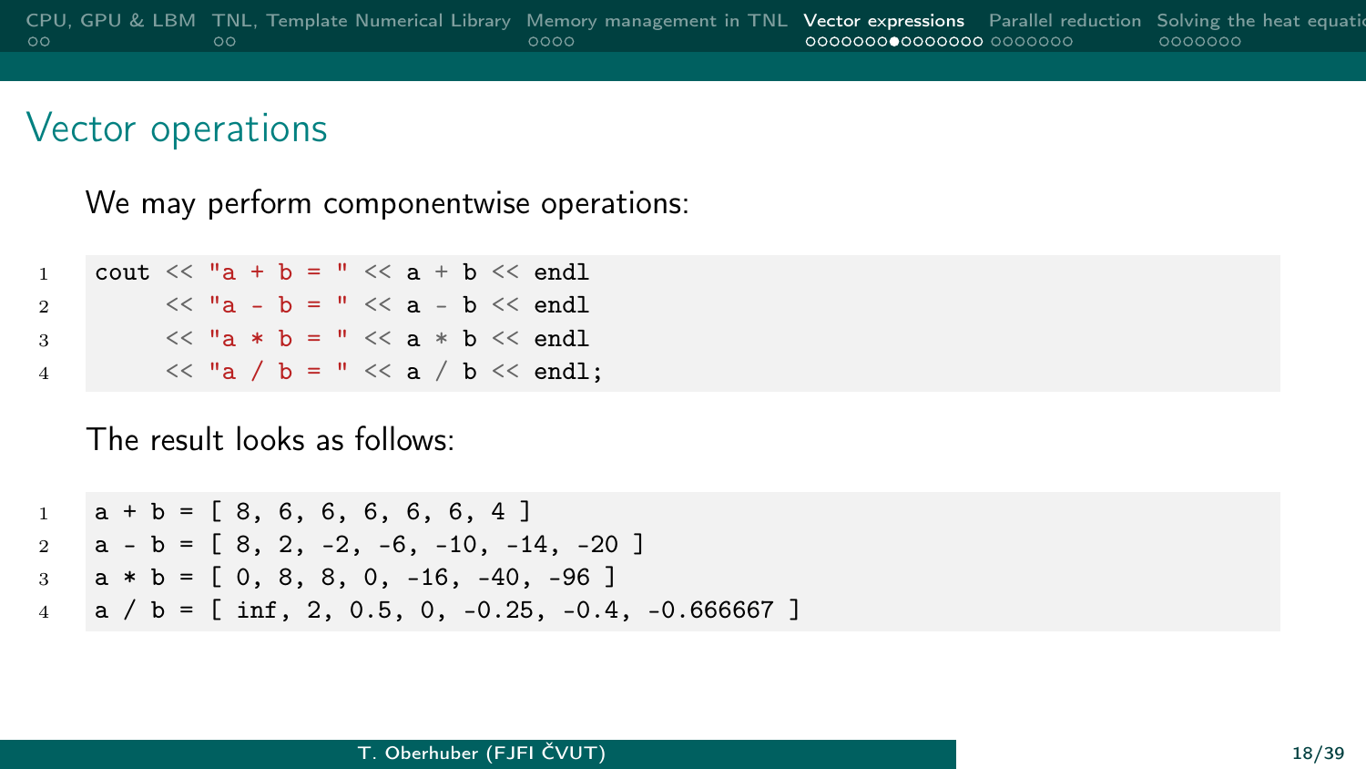# Vector operations

We may perform componentwise operations:

```
cout << "a + b = " << a + b << endl
     << "a - b = " << a - b << endl
     << "a * b = " << a * b << endl
     << "a / b = " << a / b << endl;
```

The result looks as follows:

```
a + b = [ 8, 6, 6, 6, 6, 6, 4 ]
a - b = [ 8, 2, -2, -6, -10, -14, -20 ]
a * b = [ 0, 8, 8, 0, -16, -40, -96 ]
a / b = [ inf, 2, 0.5, 0, -0.25, -0.4, -0.666667 ]
```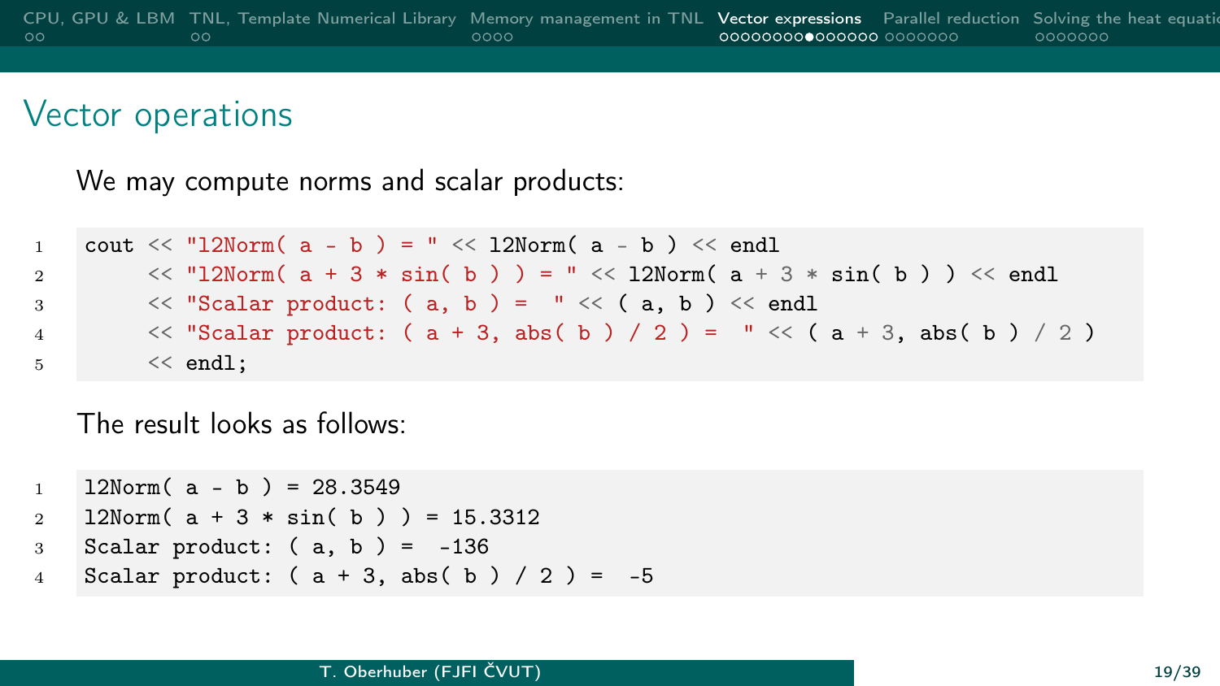## Vector operations

We may compute norms and scalar products:

```
cout << "l2Norm( a - b ) = " << l2Norm( a - b ) << endl
     << "l2Norm( a + 3 * sin( b ) ) = " << l2Norm( a + 3 * sin( b ) ) << endl
     << "Scalar product: ( a, b ) =  " << ( a, b ) << endl
     << "Scalar product: ( a + 3, abs( b ) / 2 ) =  " << ( a + 3, abs( b ) / 2 )
     << endl;
```

The result looks as follows:

```
l2Norm( a - b ) = 28.3549
l2Norm( a + 3 * sin( b ) ) = 15.3312
Scalar product: ( a, b ) =  -136
Scalar product: ( a + 3, abs( b ) / 2 ) =  -5
```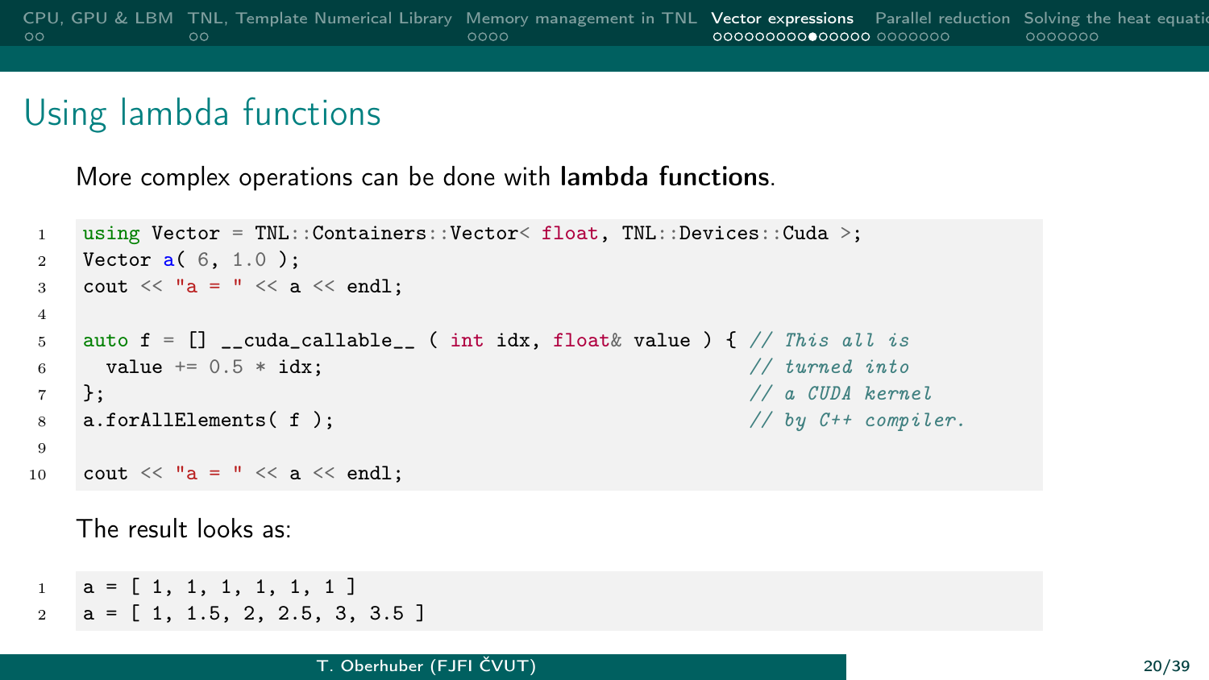# Using lambda functions

More complex operations can be done with **lambda functions**.

```
using Vector = TNL::Containers::Vector< float, TNL::Devices::Cuda >;
Vector a( 6, 1.0 );
cout << "a = " << a << endl;

auto f = [] __cuda_callable__ ( int idx, float& value ) { // This all is
  value += 0.5 * idx;                                     // turned into
};                                                        // a CUDA kernel
a.forAllElements( f );                                    // by C++ compiler.

cout << "a = " << a << endl;
```

The result looks as:

```
a = [ 1, 1, 1, 1, 1, 1 ]
a = [ 1, 1.5, 2, 2.5, 3, 3.5 ]
```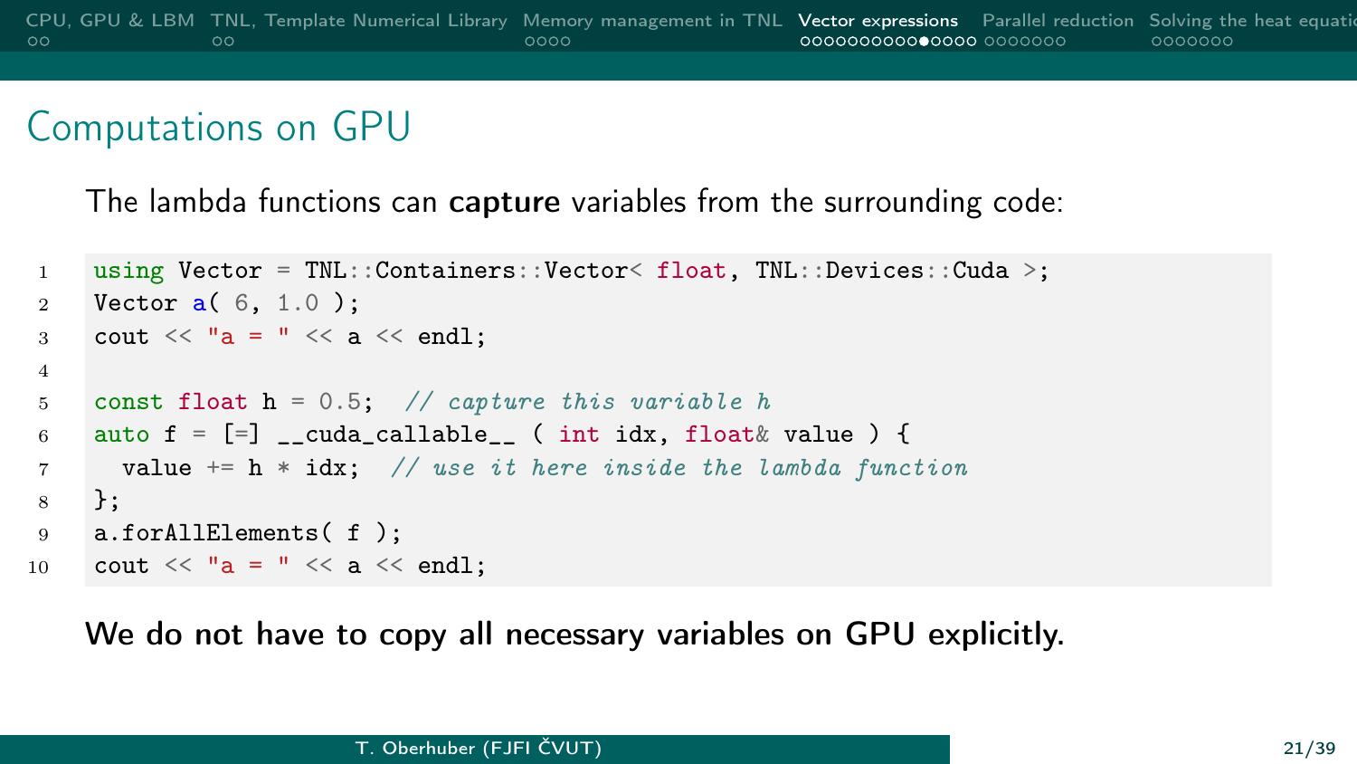# Computations on GPU

The lambda functions can **capture** variables from the surrounding code:

```
using Vector = TNL::Containers::Vector< float, TNL::Devices::Cuda >;
Vector a( 6, 1.0 );
cout << "a = " << a << endl;

const float h = 0.5;  // capture this variable h
auto f = [=] __cuda_callable__ ( int idx, float& value ) {
  value += h * idx;  // use it here inside the lambda function
};
a.forAllElements( f );
cout << "a = " << a << endl;
```

**We do not have to copy all necessary variables on GPU explicitly.**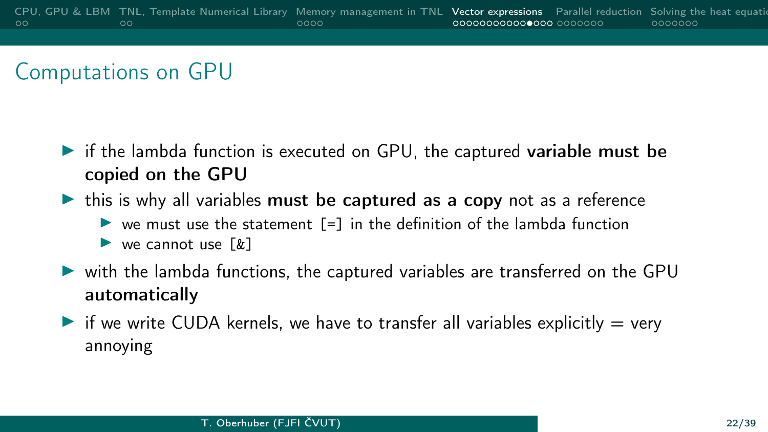# Computations on GPU

- if the lambda function is executed on GPU, the captured **variable must be copied on the GPU**
- this is why all variables **must be captured as a copy** not as a reference
  - we must use the statement [=] in the definition of the lambda function
  - we cannot use [&]
- with the lambda functions, the captured variables are transferred on the GPU **automatically**
- if we write CUDA kernels, we have to transfer all variables explicitly = very annoying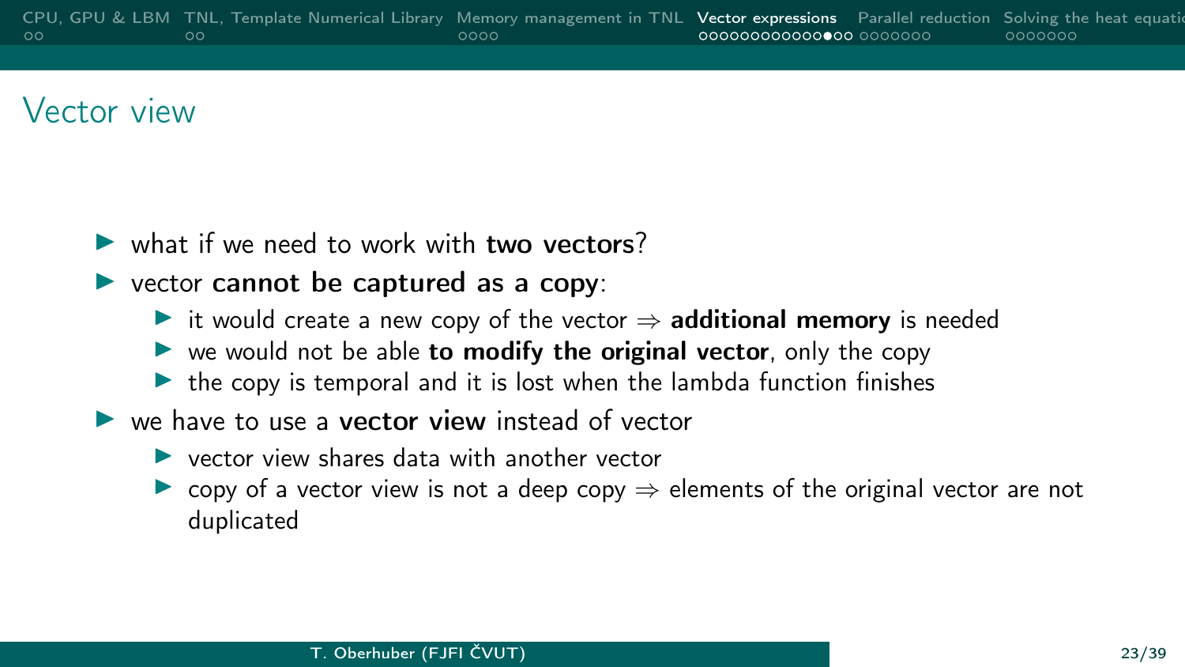# Vector view

- what if we need to work with **two vectors**?
- vector **cannot be captured as a copy**:
  - it would create a new copy of the vector $\Rightarrow$ **additional memory** is needed
  - we would not be able **to modify the original vector**, only the copy
  - the copy is temporal and it is lost when the lambda function finishes
- we have to use a **vector view** instead of vector
  - vector view shares data with another vector
  - copy of a vector view is not a deep copy $\Rightarrow$ elements of the original vector are not duplicated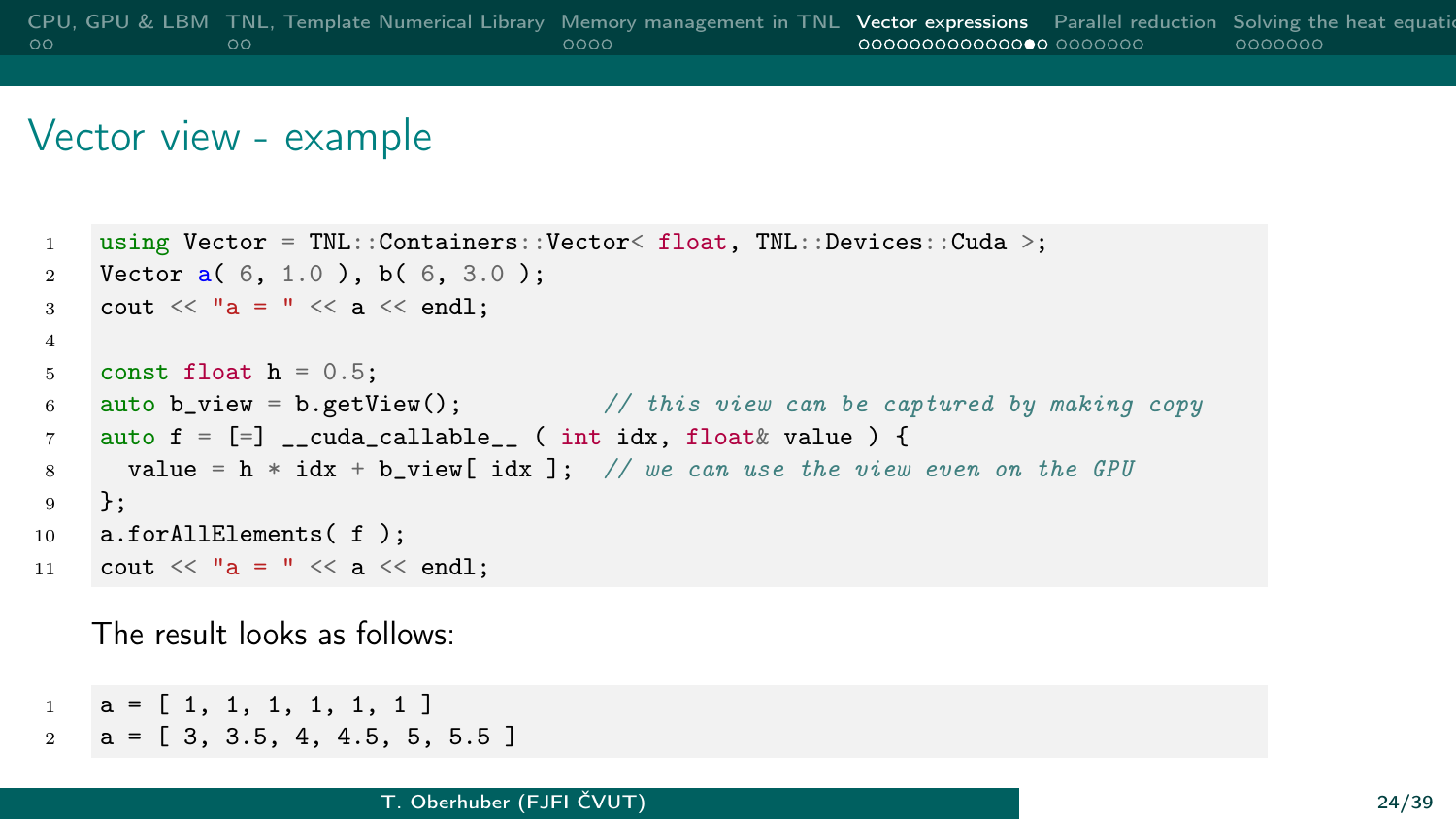# Vector view - example

```
using Vector = TNL::Containers::Vector< float, TNL::Devices::Cuda >;
Vector a( 6, 1.0 ), b( 6, 3.0 );
cout << "a = " << a << endl;

const float h = 0.5;
auto b_view = b.getView();          // this view can be captured by making copy
auto f = [=] __cuda_callable__ ( int idx, float& value ) {
  value = h * idx + b_view[ idx ];  // we can use the view even on the GPU
};
a.forAllElements( f );
cout << "a = " << a << endl;
```

The result looks as follows:

```
a = [ 1, 1, 1, 1, 1, 1 ]
a = [ 3, 3.5, 4, 4.5, 5, 5.5 ]
```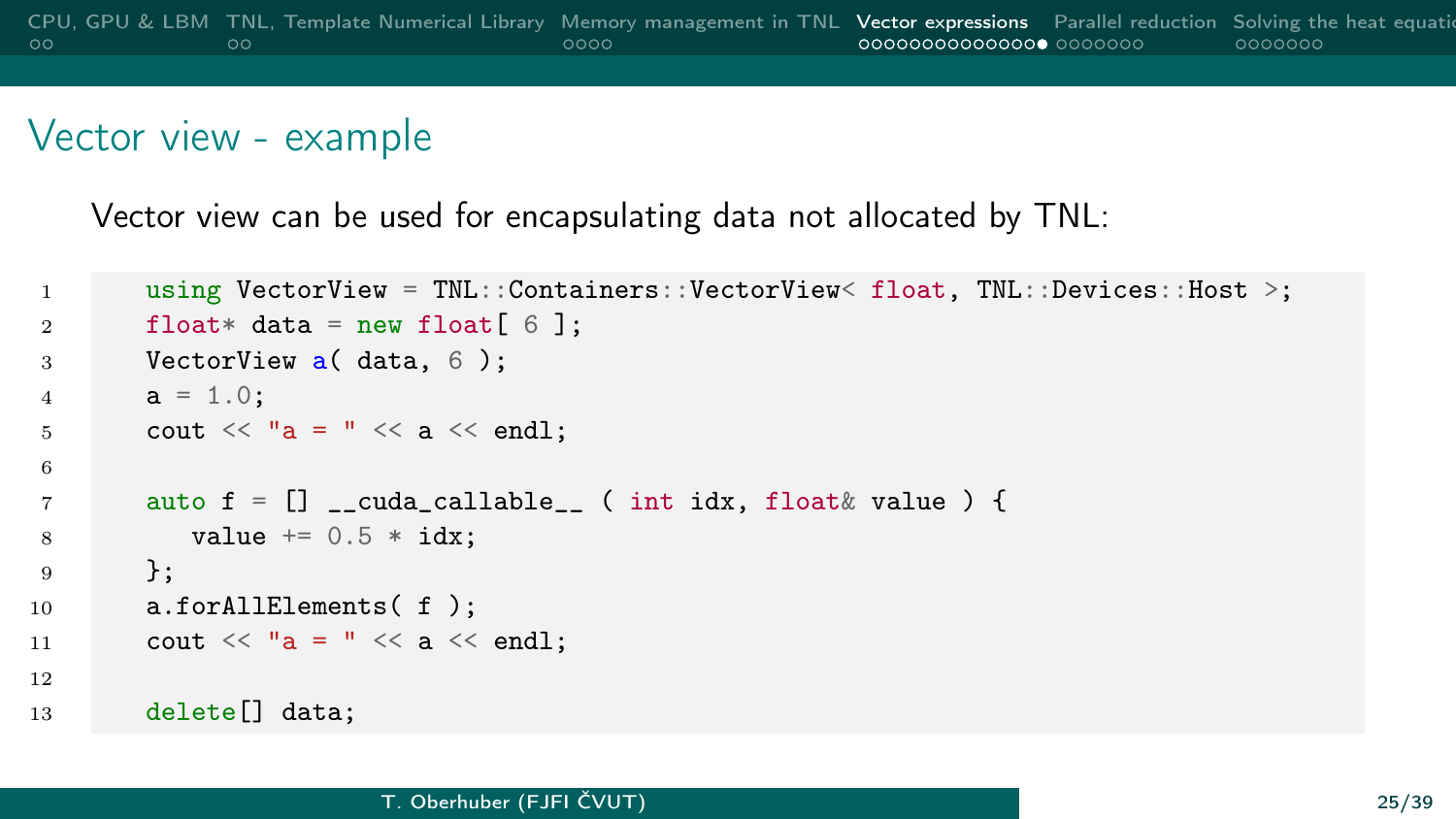# Vector view - example

Vector view can be used for encapsulating data not allocated by TNL:

```
using VectorView = TNL::Containers::VectorView< float, TNL::Devices::Host >;
float* data = new float[ 6 ];
VectorView a( data, 6 );
a = 1.0;
cout << "a = " << a << endl;

auto f = [] __cuda_callable__ ( int idx, float& value ) {
   value += 0.5 * idx;
};
a.forAllElements( f );
cout << "a = " << a << endl;

delete[] data;
```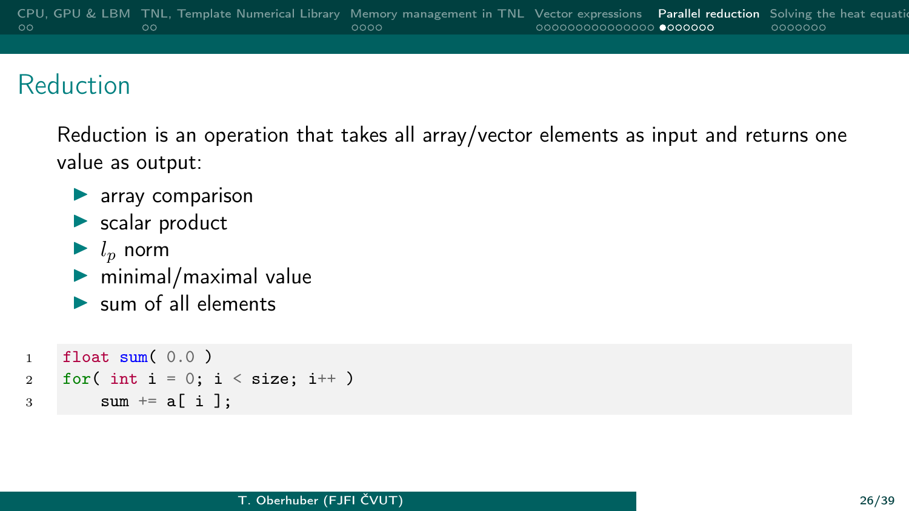# Reduction

Reduction is an operation that takes all array/vector elements as input and returns one value as output:

- array comparison
- scalar product
- $l_p$ norm
- minimal/maximal value
- sum of all elements

```
float sum( 0.0 )
for( int i = 0; i < size; i++ )
    sum += a[ i ];
```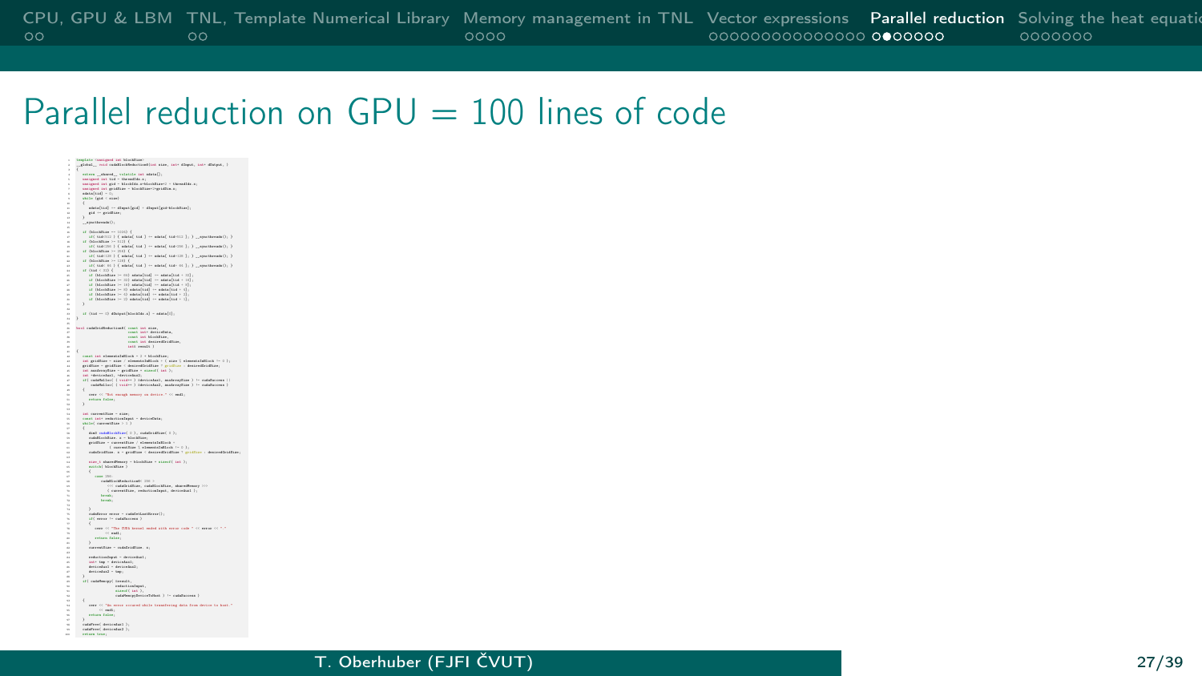# Parallel reduction on GPU = 100 lines of code

```
template< unsigned int blockSize >
__global__ void cudaBlockReduction0( int size, int* dInput, int* dOutput, )
{
   extern __shared__ volatile int sdata[];
   unsigned int tid = threadIdx.x;
   unsigned int gid = blockIdx.x*blockSize*2 + threadIdx.x;
   unsigned int gridSize = blockSize*2*gridDim.x;
   sdata[tid] = 0;
   while( gid < size )
   {
      sdata[tid] += dInput[gid] + dInput[gid+blockSize];
      gid += gridSize;
   }
   __syncthreads();

   if( blockSize >= 1024) {
      if( tid<512 ) { sdata[ tid ] += sdata[ tid+512 ]; } __syncthreads(); }
   if( blockSize >= 512) {
      if( tid<256 ) { sdata[ tid ] += sdata[ tid+256 ]; } __syncthreads(); }
   if( blockSize >= 256) {
      if( tid<128 ) { sdata[ tid ] += sdata[ tid+128 ]; } __syncthreads(); }
   if( blockSize >= 128) {
      if( tid< 64 ) { sdata[ tid ] += sdata[ tid+ 64 ]; } __syncthreads(); }
   if( tid < 32 ) {
      if( blockSize >= 64 ) sdata[tid] += sdata[tid + 32];
      if( blockSize >= 32 ) sdata[tid] += sdata[tid + 16];
      if( blockSize >= 16 ) sdata[tid] += sdata[tid + 8];
      if( blockSize >= 8 ) sdata[tid] += sdata[tid + 4];
      if( blockSize >= 4 ) sdata[tid] += sdata[tid + 2];
      if( blockSize >= 2 ) sdata[tid] += sdata[tid + 1];
   }

   if( tid == 0) dOutput[blockIdx.x] = sdata[0];
}

bool cudaGridReduction0( const int size,
                         const int* deviceData,
                         const int blockSize,
                         const int desiredGridSize,
                         int& result )
{
   const int elementsInBlock = 2 * blockSize;
   int gridSize = size / elementsInBlock + ( size % elementsInBlock != 0 );
   gridSize = gridSize < desiredGridSize ? gridSize : desiredGridSize;
   int auxArraySize = gridSize * sizeof( int );
   int *deviceAux1, *deviceAux2;
   if( cudaMalloc( ( void** ) &deviceAux1, auxArraySize ) != cudaSuccess ||
       cudaMalloc( ( void** ) &deviceAux2, auxArraySize ) != cudaSuccess )
   {
      cerr << "Not enough memory on device " << endl;
      return false;
   }

   int currentSize = size;
   const int* reductionInput = deviceData;
   while( currentSize > 1 )
   {
      dim3 cudaBlockSize( 1 ), cudaGridSize( 1 );
      cudaBlockSize.x = blockSize;
      gridSize = currentSize / elementsInBlock +
                 ( currentSize % elementsInBlock != 0 );
      cudaGridSize.x = gridSize < desiredGridSize ? gridSize : desiredGridSize;

      size_t sharedMemory = blockSize * sizeof( int );
      switch( blockSize )
      {
         case 256:
            cudaBlockReduction0< 256 >
               <<< cudaGridSize, cudaBlockSize, sharedMemory >>>
               ( currentSize, reductionInput, deviceAux1 );
            break;
            break;

      }
      cudaError error = cudaGetLastError();
      if( error != cudaSuccess )
      {
         cerr << "The CUDA kernel ended with error code " << error << "."
              << endl;
         return false;
      }
      currentSize = cudaGridSize.x;

      reductionInput = deviceAux1;
      int* tmp = deviceAux1;
      deviceAux1 = deviceAux2;
      deviceAux2 = tmp;
   }
   if( cudaMemcpy( &result,
                   reductionInput,
                   sizeof( int ),
                   cudaMemcpyDeviceToHost ) != cudaSuccess )
   {
      cerr << "An error occured while transferring data from device to host."
           << endl;
      return false;
   }
   cudaFree( deviceAux1 );
   cudaFree( deviceAux2 );
   return true;
}
```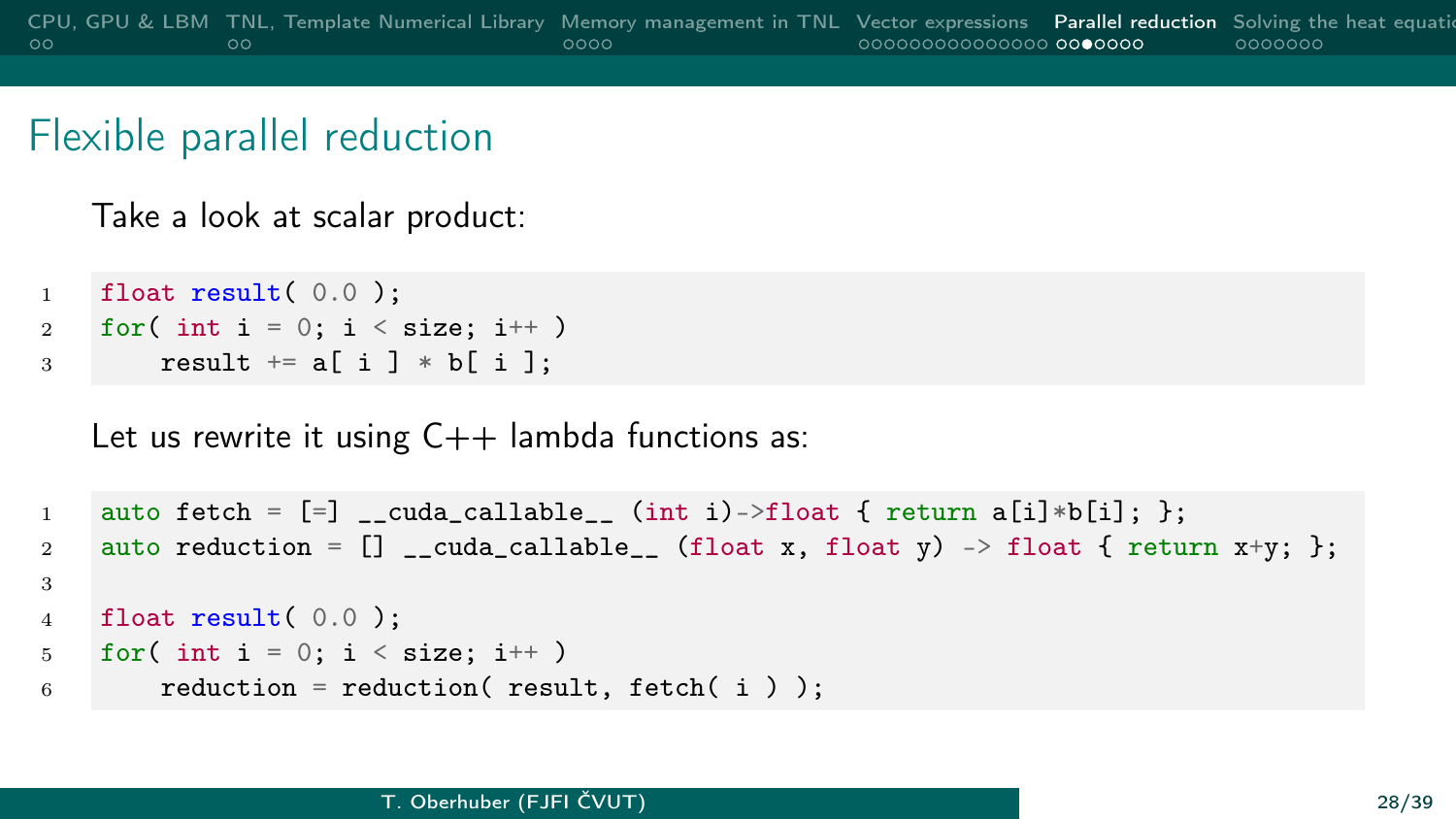# Flexible parallel reduction

Take a look at scalar product:

```
float result( 0.0 );
for( int i = 0; i < size; i++ )
    result += a[ i ] * b[ i ];
```

Let us rewrite it using C++ lambda functions as:

```
auto fetch = [=] __cuda_callable__ (int i)->float { return a[i]*b[i]; };
auto reduction = [] __cuda_callable__ (float x, float y) -> float { return x+y; };

float result( 0.0 );
for( int i = 0; i < size; i++ )
    reduction = reduction( result, fetch( i ) );
```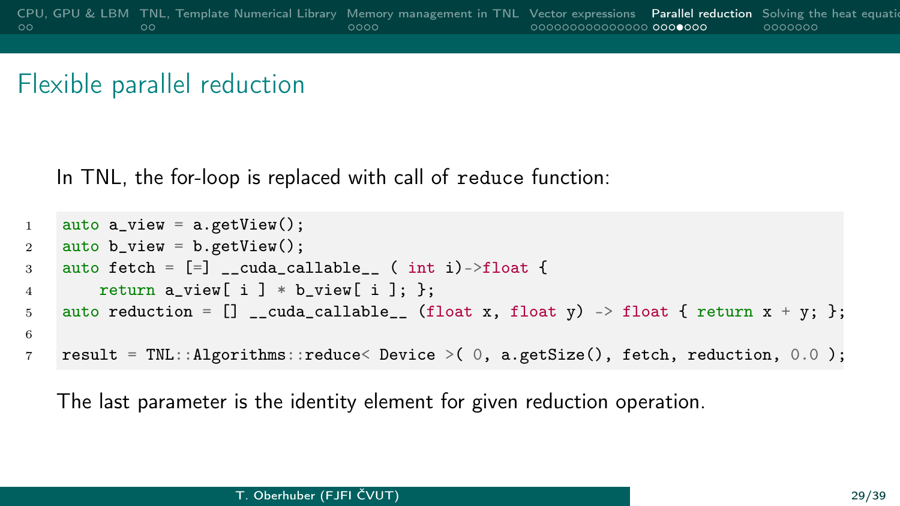## Flexible parallel reduction

In TNL, the for-loop is replaced with call of `reduce` function:

```
auto a_view = a.getView();
auto b_view = b.getView();
auto fetch = [=] __cuda_callable__ ( int i)->float {
    return a_view[ i ] * b_view[ i ]; };
auto reduction = [] __cuda_callable__ (float x, float y) -> float { return x + y; };

result = TNL::Algorithms::reduce< Device >( 0, a.getSize(), fetch, reduction, 0.0 );
```

The last parameter is the identity element for given reduction operation.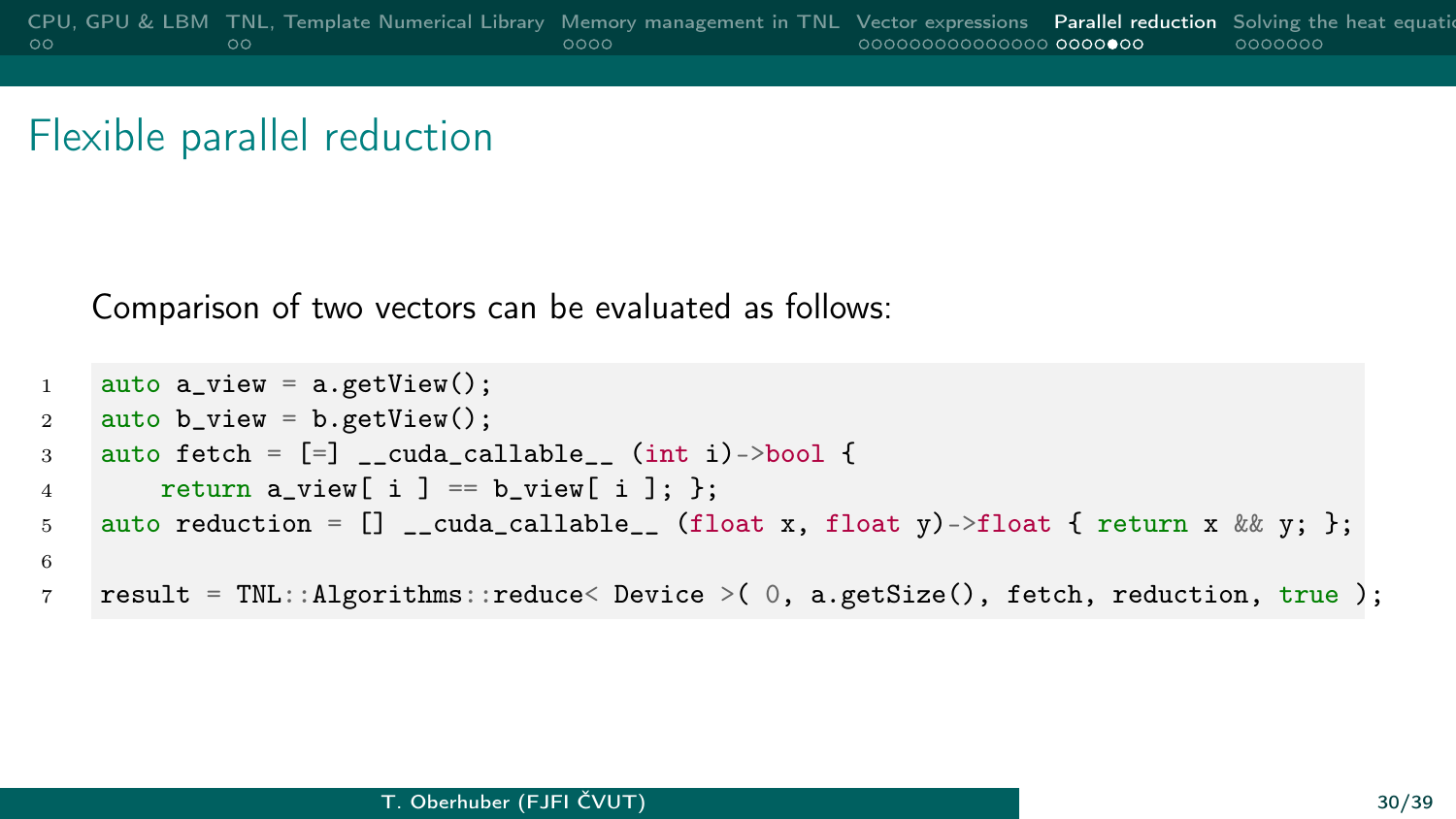# Flexible parallel reduction

Comparison of two vectors can be evaluated as follows:

```
auto a_view = a.getView();
auto b_view = b.getView();
auto fetch = [=] __cuda_callable__ (int i)->bool {
    return a_view[ i ] == b_view[ i ]; };
auto reduction = [] __cuda_callable__ (float x, float y)->float { return x && y; };

result = TNL::Algorithms::reduce< Device >( 0, a.getSize(), fetch, reduction, true );
```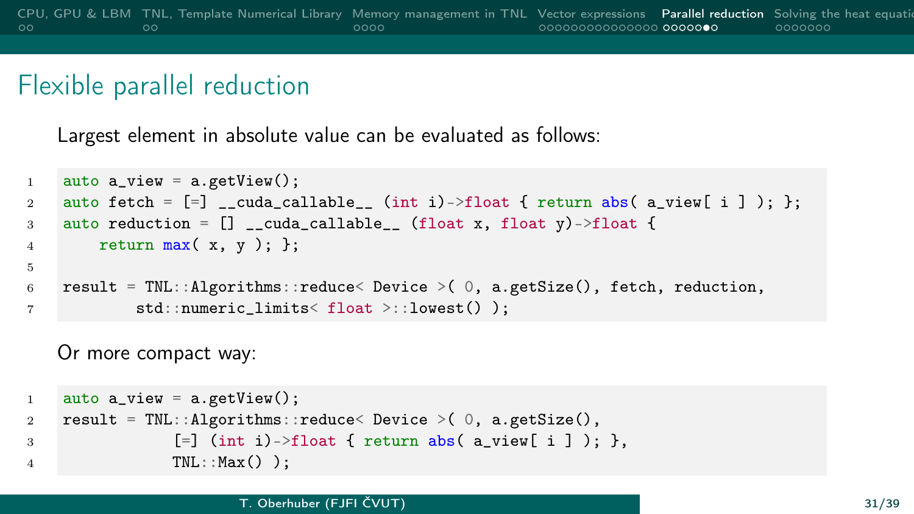# Flexible parallel reduction

Largest element in absolute value can be evaluated as follows:

```
auto a_view = a.getView();
auto fetch = [=] __cuda_callable__ (int i)->float { return abs( a_view[ i ] ); };
auto reduction = [] __cuda_callable__ (float x, float y)->float {
    return max( x, y ); };

result = TNL::Algorithms::reduce< Device >( 0, a.getSize(), fetch, reduction,
        std::numeric_limits< float >::lowest() );
```

Or more compact way:

```
auto a_view = a.getView();
result = TNL::Algorithms::reduce< Device >( 0, a.getSize(),
            [=] (int i)->float { return abs( a_view[ i ] ); },
            TNL::Max() );
```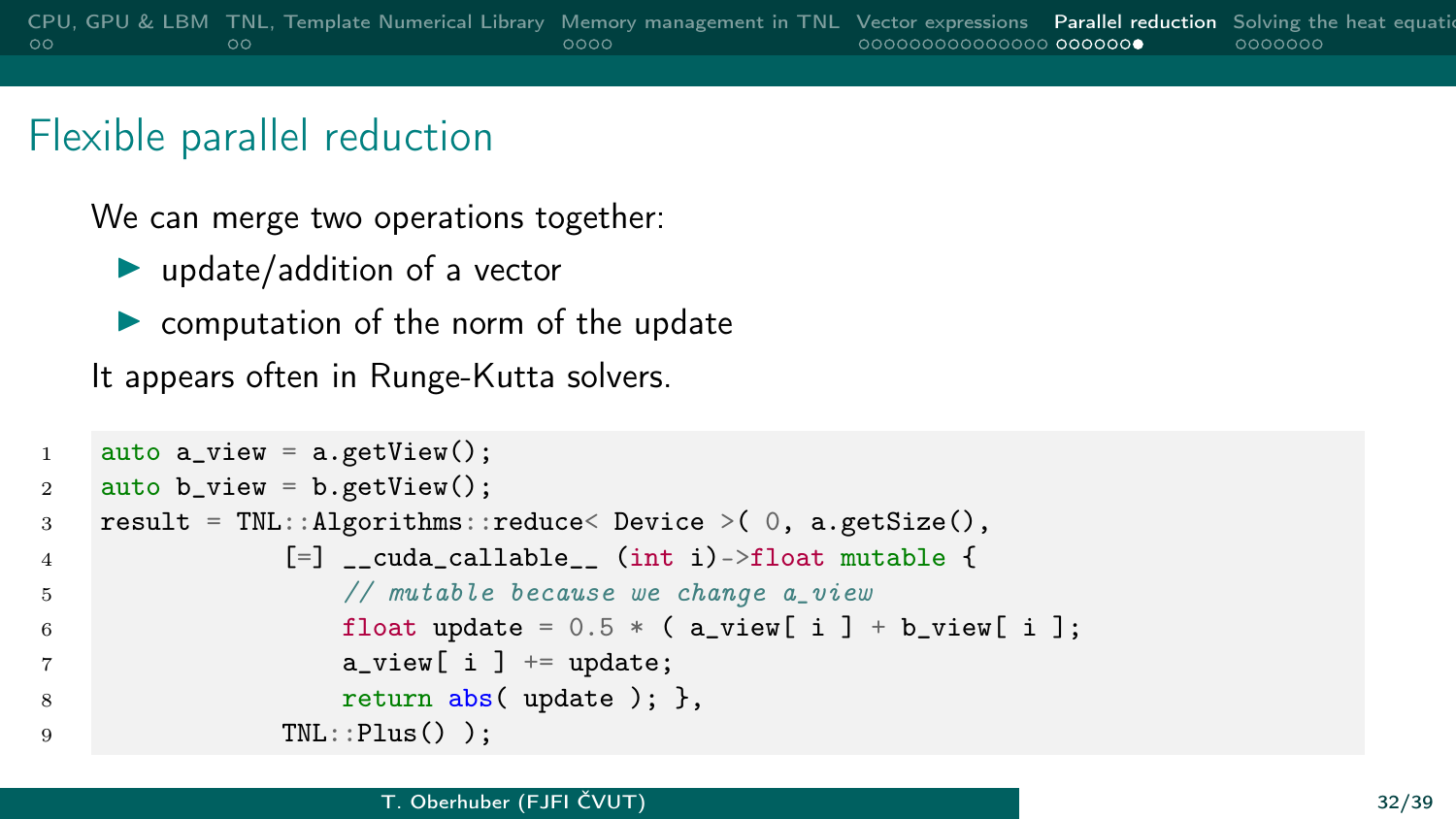# Flexible parallel reduction

We can merge two operations together:

- update/addition of a vector
- computation of the norm of the update

It appears often in Runge-Kutta solvers.

```
auto a_view = a.getView();
auto b_view = b.getView();
result = TNL::Algorithms::reduce< Device >( 0, a.getSize(),
             [=] __cuda_callable__ (int i)->float mutable {
                 // mutable because we change a_view
                 float update = 0.5 * ( a_view[ i ] + b_view[ i ];
                 a_view[ i ] += update;
                 return abs( update ); },
             TNL::Plus() );
```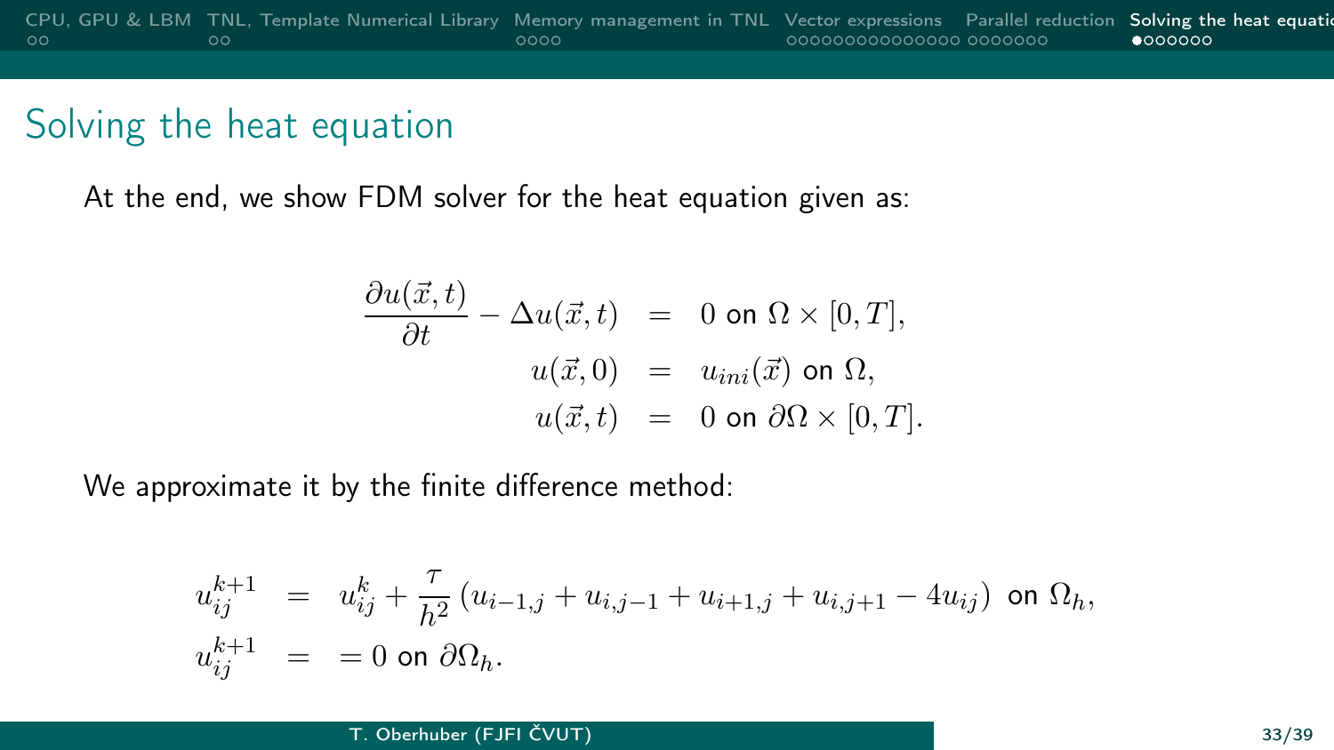# Solving the heat equation

At the end, we show FDM solver for the heat equation given as:

$$
\begin{aligned}
\frac{\partial u(\vec{x},t)}{\partial t} - \Delta u(\vec{x},t) &= 0 \text{ on } \Omega \times [0,T], \\
u(\vec{x},0) &= u_{ini}(\vec{x}) \text{ on } \Omega, \\
u(\vec{x},t) &= 0 \text{ on } \partial\Omega \times [0,T].
\end{aligned}
$$

We approximate it by the finite difference method:

$$
\begin{aligned}
u_{ij}^{k+1} &= u_{ij}^{k} + \frac{\tau}{h^2}\left(u_{i-1,j} + u_{i,j-1} + u_{i+1,j} + u_{i,j+1} - 4u_{ij}\right) \text{ on } \Omega_h, \\
u_{ij}^{k+1} &= = 0 \text{ on } \partial\Omega_h.
\end{aligned}
$$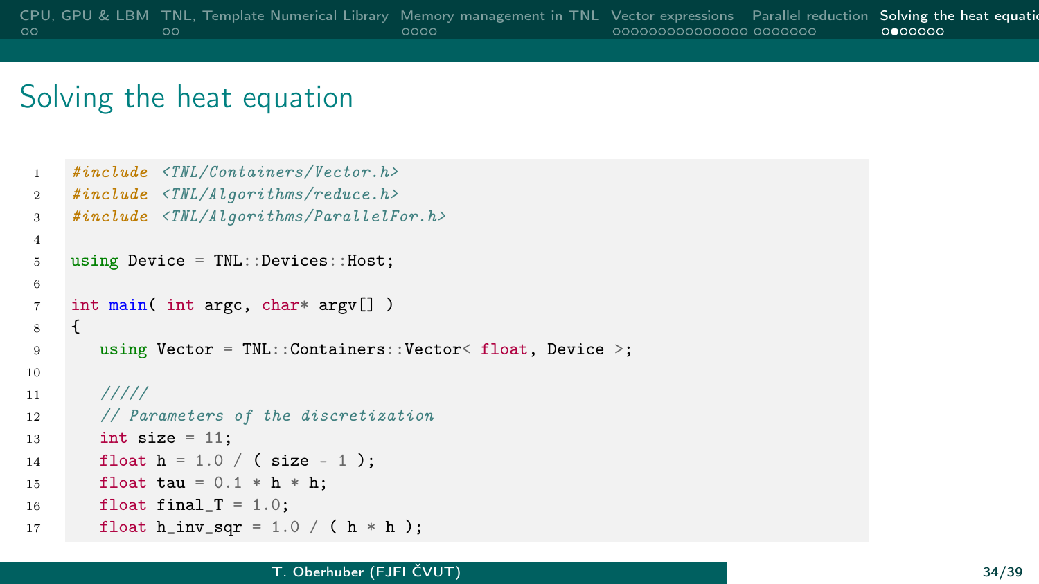# Solving the heat equation

```
#include <TNL/Containers/Vector.h>
#include <TNL/Algorithms/reduce.h>
#include <TNL/Algorithms/ParallelFor.h>

using Device = TNL::Devices::Host;

int main( int argc, char* argv[] )
{
   using Vector = TNL::Containers::Vector< float, Device >;

   /////
   // Parameters of the discretization
   int size = 11;
   float h = 1.0 / ( size - 1 );
   float tau = 0.1 * h * h;
   float final_T = 1.0;
   float h_inv_sqr = 1.0 / ( h * h );
```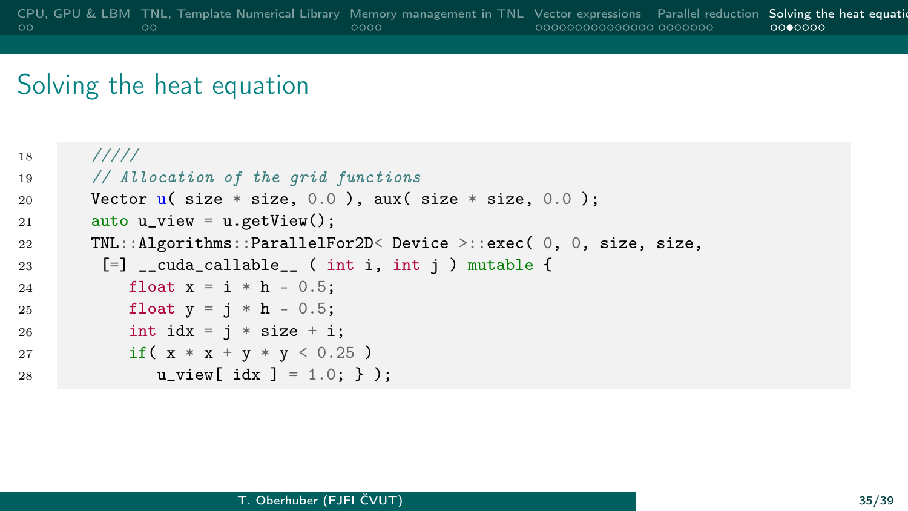# Solving the heat equation

```
18     /////
19     // Allocation of the grid functions
20     Vector u( size * size, 0.0 ), aux( size * size, 0.0 );
21     auto u_view = u.getView();
22     TNL::Algorithms::ParallelFor2D< Device >::exec( 0, 0, size, size,
23      [=] __cuda_callable__ ( int i, int j ) mutable {
24         float x = i * h - 0.5;
25         float y = j * h - 0.5;
26         int idx = j * size + i;
27         if( x * x + y * y < 0.25 )
28            u_view[ idx ] = 1.0; } );
```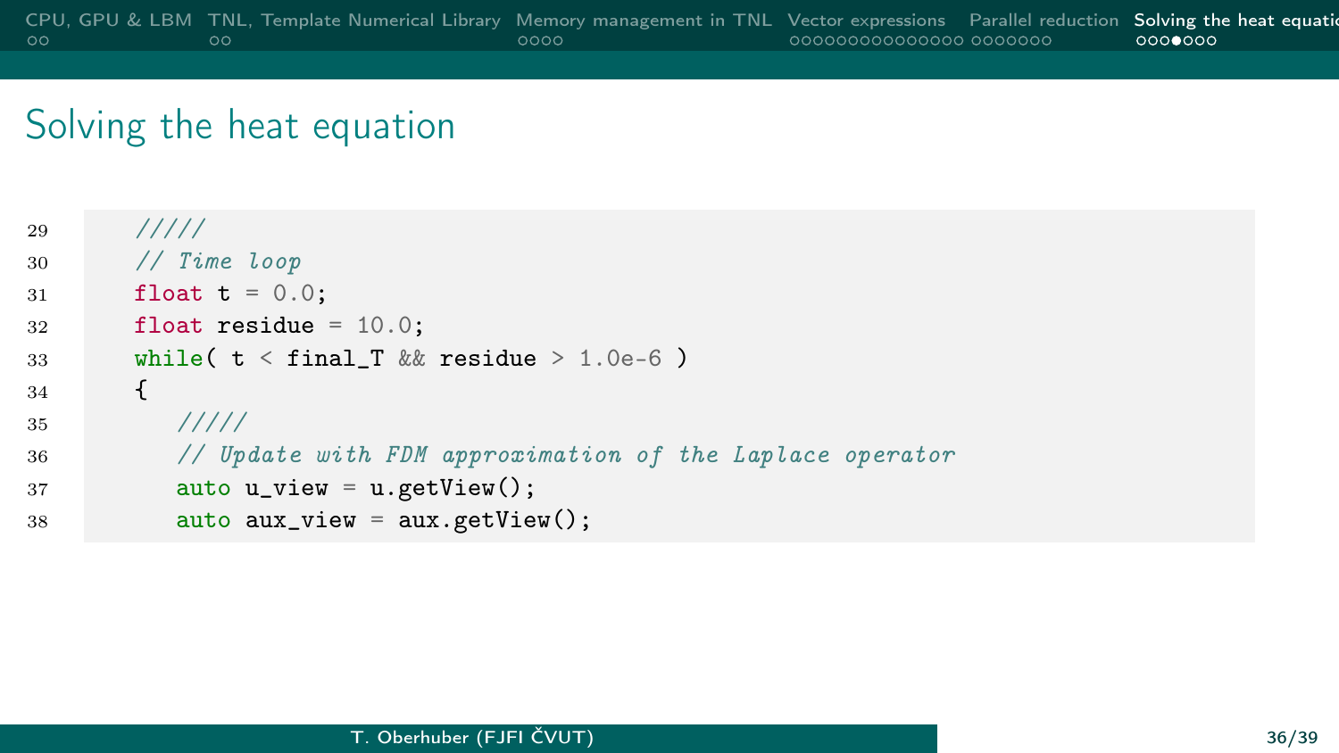# Solving the heat equation

```cpp
   /////
   // Time loop
   float t = 0.0;
   float residue = 10.0;
   while( t < final_T && residue > 1.0e-6 )
   {
      /////
      // Update with FDM approximation of the Laplace operator
      auto u_view = u.getView();
      auto aux_view = aux.getView();
```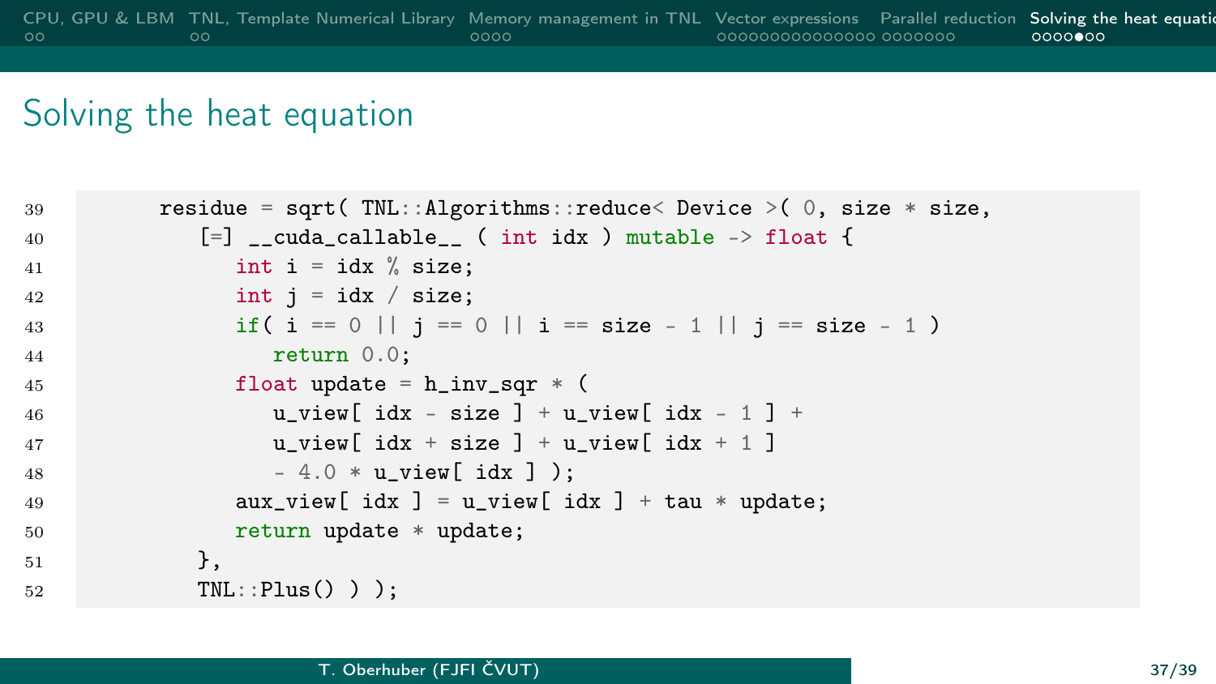# Solving the heat equation

```
39      residue = sqrt( TNL::Algorithms::reduce< Device >( 0, size * size,
40         [=] __cuda_callable__ ( int idx ) mutable -> float {
41            int i = idx % size;
42            int j = idx / size;
43            if( i == 0 || j == 0 || i == size - 1 || j == size - 1 )
44               return 0.0;
45            float update = h_inv_sqr * (
46               u_view[ idx - size ] + u_view[ idx - 1 ] +
47               u_view[ idx + size ] + u_view[ idx + 1 ]
48               - 4.0 * u_view[ idx ] );
49            aux_view[ idx ] = u_view[ idx ] + tau * update;
50            return update * update;
51         },
52         TNL::Plus() ) );
```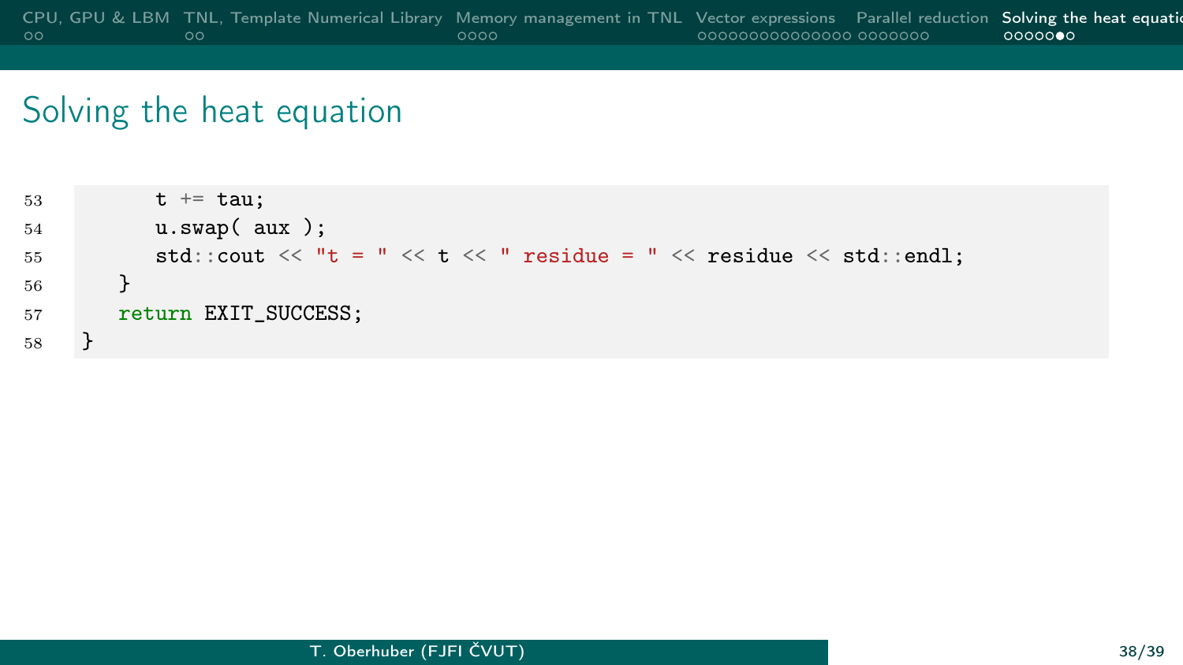# Solving the heat equation

```
53            t += tau;
54            u.swap( aux );
55            std::cout << "t = " << t << " residue = " << residue << std::endl;
56        }
57        return EXIT_SUCCESS;
58    }
```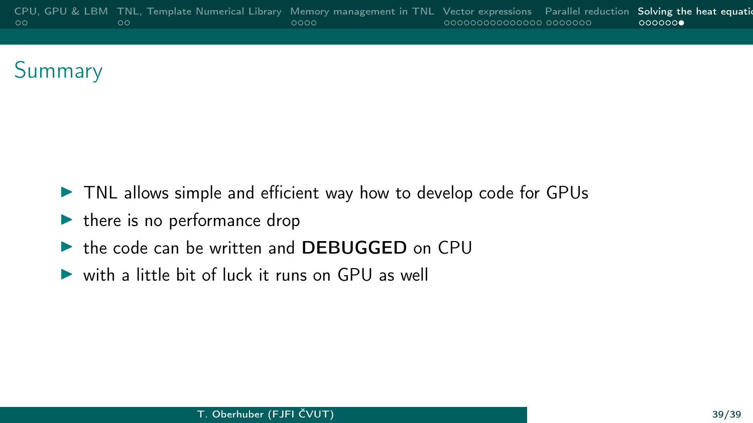## Summary

- TNL allows simple and efficient way how to develop code for GPUs
- there is no performance drop
- the code can be written and **DEBUGGED** on CPU
- with a little bit of luck it runs on GPU as well